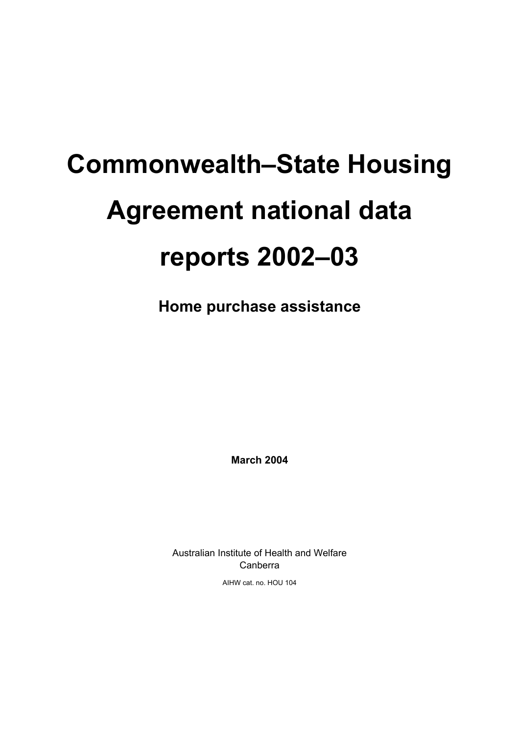# Commonwealth–State Housing Agreement national data reports 2002–03

## Home purchase assistance

**March 2004**

Australian Institute of Health and Welfare
Canberra

AIHW cat. no. HOU 104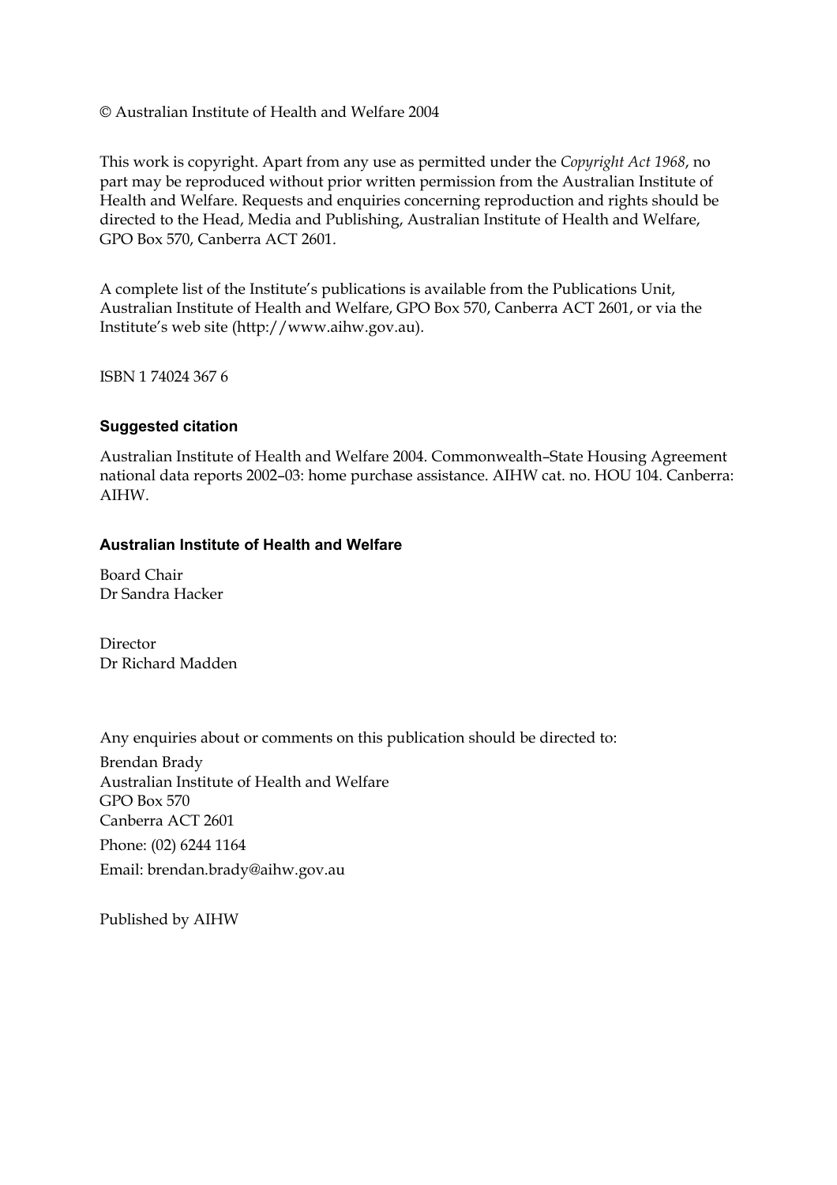© Australian Institute of Health and Welfare 2004

This work is copyright. Apart from any use as permitted under the *Copyright Act 1968*, no part may be reproduced without prior written permission from the Australian Institute of Health and Welfare. Requests and enquiries concerning reproduction and rights should be directed to the Head, Media and Publishing, Australian Institute of Health and Welfare, GPO Box 570, Canberra ACT 2601.

A complete list of the Institute's publications is available from the Publications Unit, Australian Institute of Health and Welfare, GPO Box 570, Canberra ACT 2601, or via the Institute's web site (http://www.aihw.gov.au).

ISBN 1 74024 367 6

**Suggested citation**

Australian Institute of Health and Welfare 2004. Commonwealth–State Housing Agreement national data reports 2002–03: home purchase assistance. AIHW cat. no. HOU 104. Canberra: AIHW.

**Australian Institute of Health and Welfare**

Board Chair
Dr Sandra Hacker

Director
Dr Richard Madden

Any enquiries about or comments on this publication should be directed to:

Brendan Brady
Australian Institute of Health and Welfare
GPO Box 570
Canberra ACT 2601

Phone: (02) 6244 1164

Email: brendan.brady@aihw.gov.au

Published by AIHW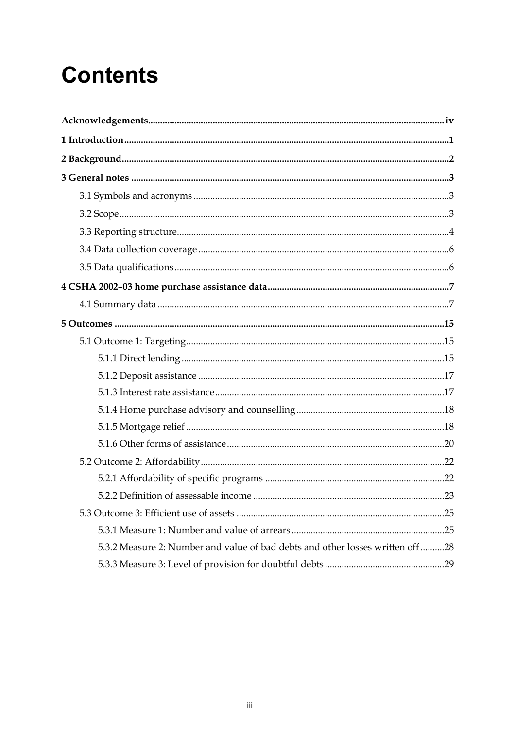# Contents

**Acknowledgements** .......... iv

**1 Introduction** .......... 1

**2 Background** .......... 2

**3 General notes** .......... 3

- 3.1 Symbols and acronyms .......... 3
- 3.2 Scope .......... 3
- 3.3 Reporting structure .......... 4
- 3.4 Data collection coverage .......... 6
- 3.5 Data qualifications .......... 6

**4 CSHA 2002–03 home purchase assistance data** .......... 7

- 4.1 Summary data .......... 7

**5 Outcomes** .......... 15

- 5.1 Outcome 1: Targeting .......... 15
  - 5.1.1 Direct lending .......... 15
  - 5.1.2 Deposit assistance .......... 17
  - 5.1.3 Interest rate assistance .......... 17
  - 5.1.4 Home purchase advisory and counselling .......... 18
  - 5.1.5 Mortgage relief .......... 18
  - 5.1.6 Other forms of assistance .......... 20
- 5.2 Outcome 2: Affordability .......... 22
  - 5.2.1 Affordability of specific programs .......... 22
  - 5.2.2 Definition of assessable income .......... 23
- 5.3 Outcome 3: Efficient use of assets .......... 25
  - 5.3.1 Measure 1: Number and value of arrears .......... 25
  - 5.3.2 Measure 2: Number and value of bad debts and other losses written off .......... 28
  - 5.3.3 Measure 3: Level of provision for doubtful debts .......... 29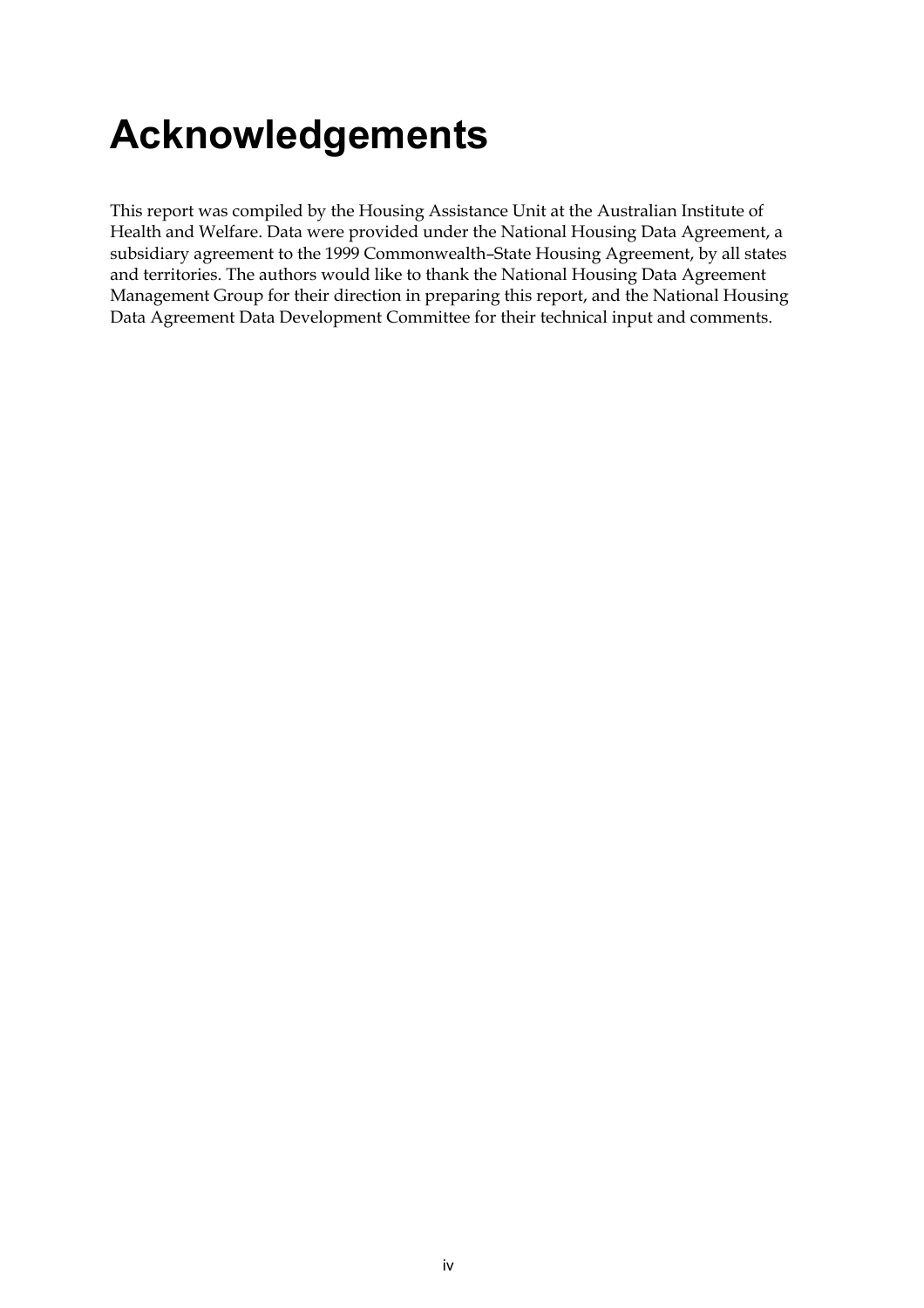# Acknowledgements

This report was compiled by the Housing Assistance Unit at the Australian Institute of Health and Welfare. Data were provided under the National Housing Data Agreement, a subsidiary agreement to the 1999 Commonwealth–State Housing Agreement, by all states and territories. The authors would like to thank the National Housing Data Agreement Management Group for their direction in preparing this report, and the National Housing Data Agreement Data Development Committee for their technical input and comments.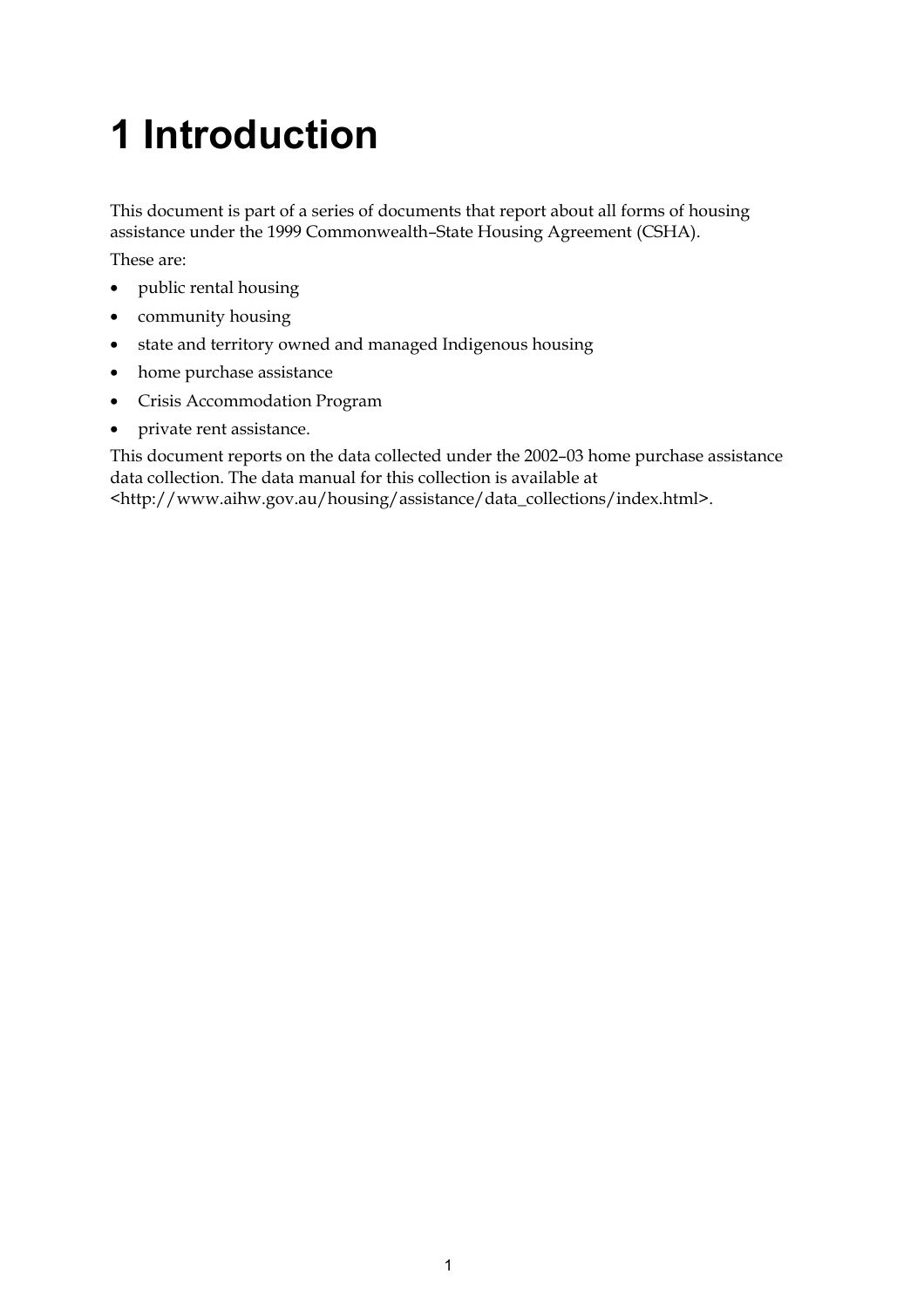# 1 Introduction

This document is part of a series of documents that report about all forms of housing assistance under the 1999 Commonwealth–State Housing Agreement (CSHA).

These are:

- public rental housing
- community housing
- state and territory owned and managed Indigenous housing
- home purchase assistance
- Crisis Accommodation Program
- private rent assistance.

This document reports on the data collected under the 2002–03 home purchase assistance data collection. The data manual for this collection is available at <http://www.aihw.gov.au/housing/assistance/data_collections/index.html>.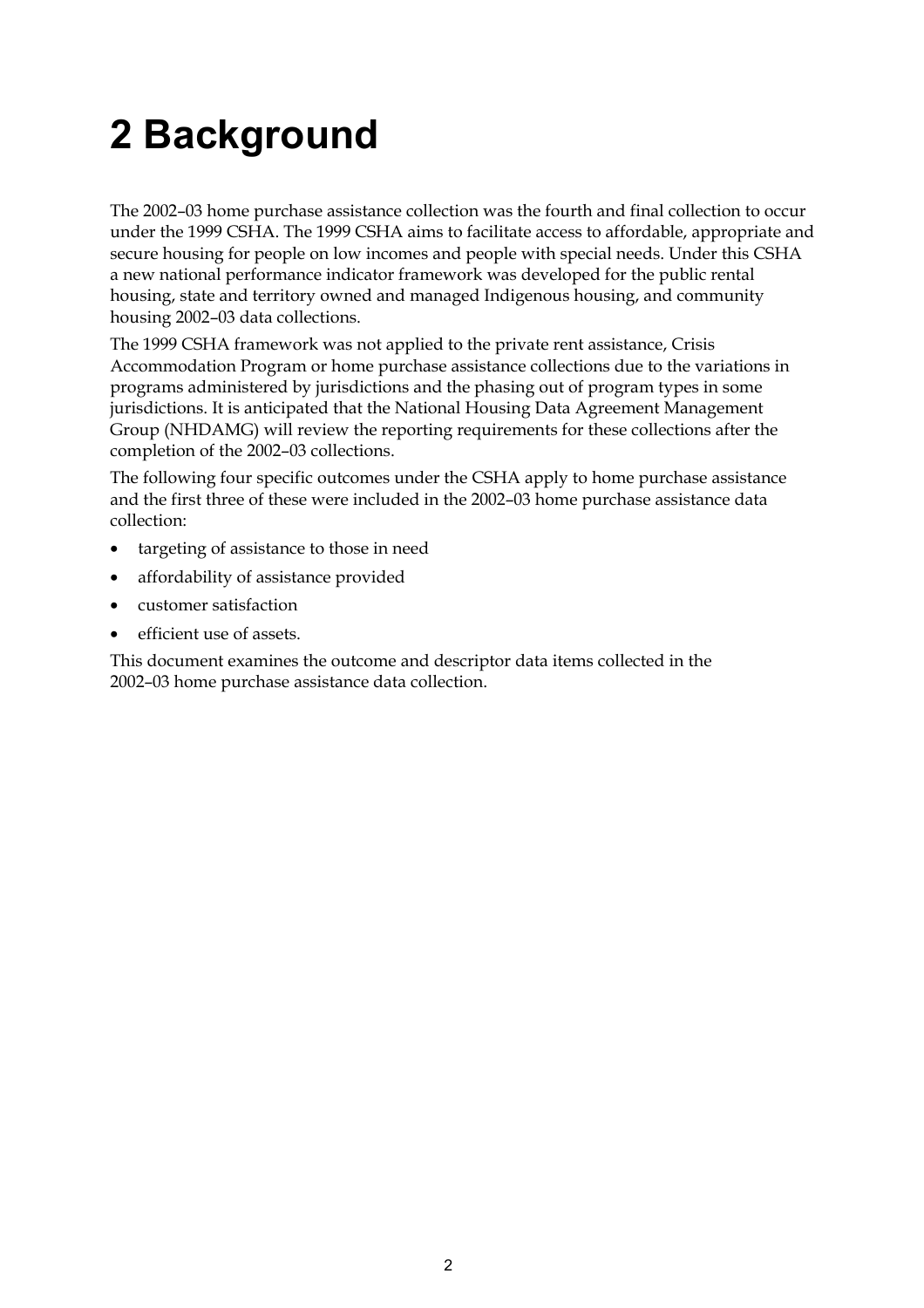# 2 Background

The 2002–03 home purchase assistance collection was the fourth and final collection to occur under the 1999 CSHA. The 1999 CSHA aims to facilitate access to affordable, appropriate and secure housing for people on low incomes and people with special needs. Under this CSHA a new national performance indicator framework was developed for the public rental housing, state and territory owned and managed Indigenous housing, and community housing 2002–03 data collections.

The 1999 CSHA framework was not applied to the private rent assistance, Crisis Accommodation Program or home purchase assistance collections due to the variations in programs administered by jurisdictions and the phasing out of program types in some jurisdictions. It is anticipated that the National Housing Data Agreement Management Group (NHDAMG) will review the reporting requirements for these collections after the completion of the 2002–03 collections.

The following four specific outcomes under the CSHA apply to home purchase assistance and the first three of these were included in the 2002–03 home purchase assistance data collection:

- targeting of assistance to those in need
- affordability of assistance provided
- customer satisfaction
- efficient use of assets.

This document examines the outcome and descriptor data items collected in the 2002–03 home purchase assistance data collection.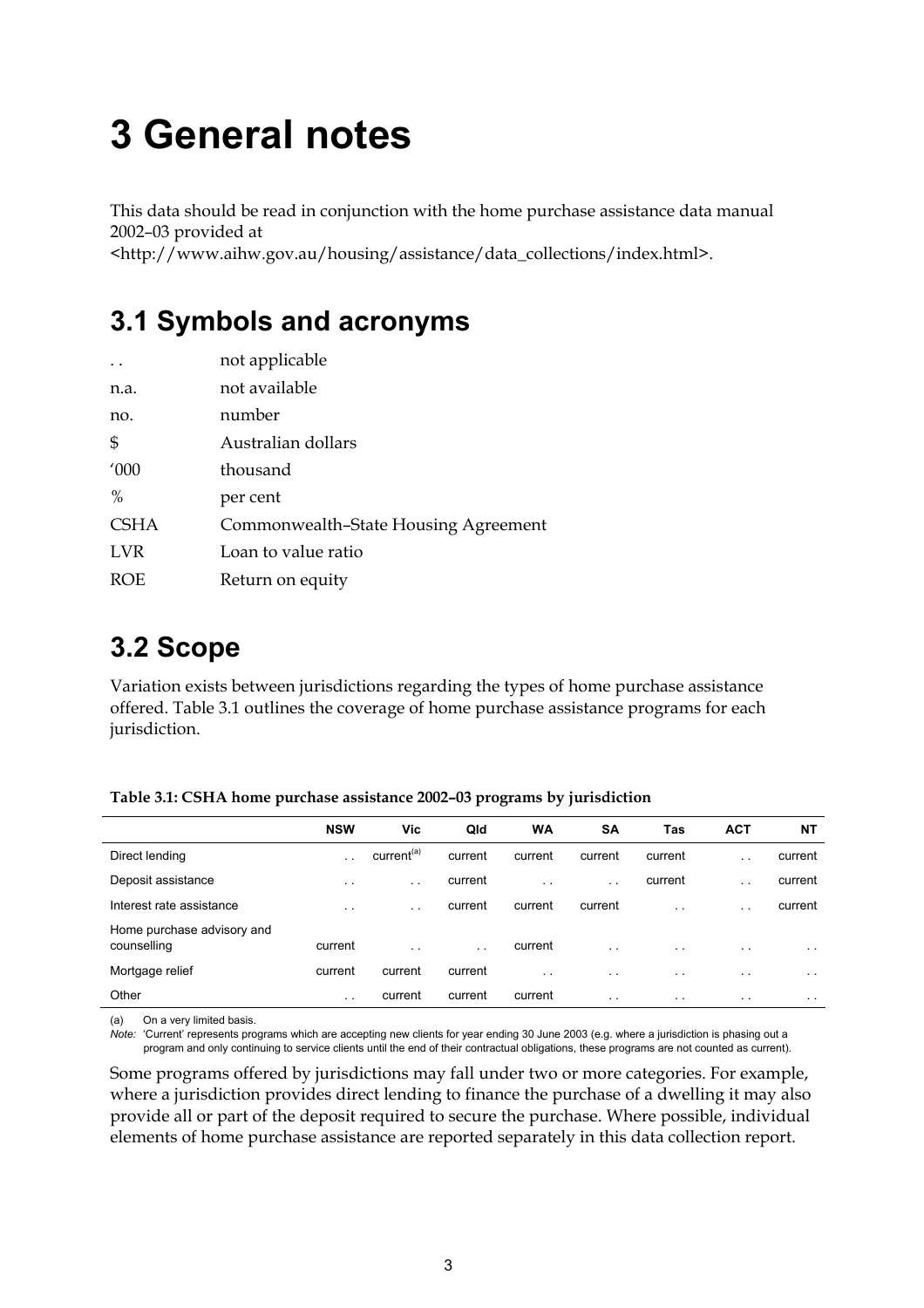# 3 General notes

This data should be read in conjunction with the home purchase assistance data manual 2002–03 provided at <http://www.aihw.gov.au/housing/assistance/data_collections/index.html>.

## 3.1 Symbols and acronyms

| | |
|---|---|
| . . | not applicable |
| n.a. | not available |
| no. | number |
| $ | Australian dollars |
| '000 | thousand |
| % | per cent |
| CSHA | Commonwealth–State Housing Agreement |
| LVR | Loan to value ratio |
| ROE | Return on equity |

## 3.2 Scope

Variation exists between jurisdictions regarding the types of home purchase assistance offered. Table 3.1 outlines the coverage of home purchase assistance programs for each jurisdiction.

**Table 3.1: CSHA home purchase assistance 2002–03 programs by jurisdiction**

| | NSW | Vic | Qld | WA | SA | Tas | ACT | NT |
|---|---|---|---|---|---|---|---|---|
| Direct lending | . . | current[(a)] | current | current | current | current | . . | current |
| Deposit assistance | . . | . . | current | . . | . . | current | . . | current |
| Interest rate assistance | . . | . . | current | current | current | . . | . . | current |
| Home purchase advisory and counselling | current | . . | . . | current | . . | . . | . . | . . |
| Mortgage relief | current | current | current | . . | . . | . . | . . | . . |
| Other | . . | current | current | current | . . | . . | . . | . . |

(a) On a very limited basis.

*Note:* 'Current' represents programs which are accepting new clients for year ending 30 June 2003 (e.g. where a jurisdiction is phasing out a program and only continuing to service clients until the end of their contractual obligations, these programs are not counted as current).

Some programs offered by jurisdictions may fall under two or more categories. For example, where a jurisdiction provides direct lending to finance the purchase of a dwelling it may also provide all or part of the deposit required to secure the purchase. Where possible, individual elements of home purchase assistance are reported separately in this data collection report.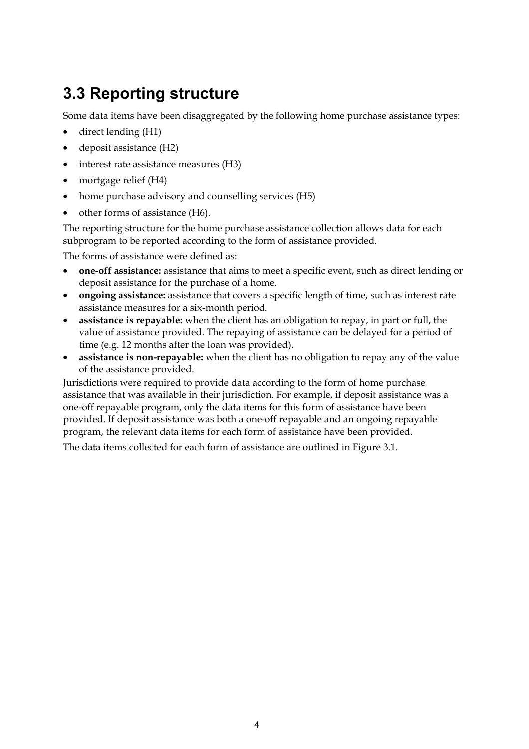## 3.3 Reporting structure

Some data items have been disaggregated by the following home purchase assistance types:

- direct lending (H1)
- deposit assistance (H2)
- interest rate assistance measures (H3)
- mortgage relief (H4)
- home purchase advisory and counselling services (H5)
- other forms of assistance (H6).

The reporting structure for the home purchase assistance collection allows data for each subprogram to be reported according to the form of assistance provided.

The forms of assistance were defined as:

- **one-off assistance:** assistance that aims to meet a specific event, such as direct lending or deposit assistance for the purchase of a home.
- **ongoing assistance:** assistance that covers a specific length of time, such as interest rate assistance measures for a six-month period.
- **assistance is repayable:** when the client has an obligation to repay, in part or full, the value of assistance provided. The repaying of assistance can be delayed for a period of time (e.g. 12 months after the loan was provided).
- **assistance is non-repayable:** when the client has no obligation to repay any of the value of the assistance provided.

Jurisdictions were required to provide data according to the form of home purchase assistance that was available in their jurisdiction. For example, if deposit assistance was a one-off repayable program, only the data items for this form of assistance have been provided. If deposit assistance was both a one-off repayable and an ongoing repayable program, the relevant data items for each form of assistance have been provided.

The data items collected for each form of assistance are outlined in Figure 3.1.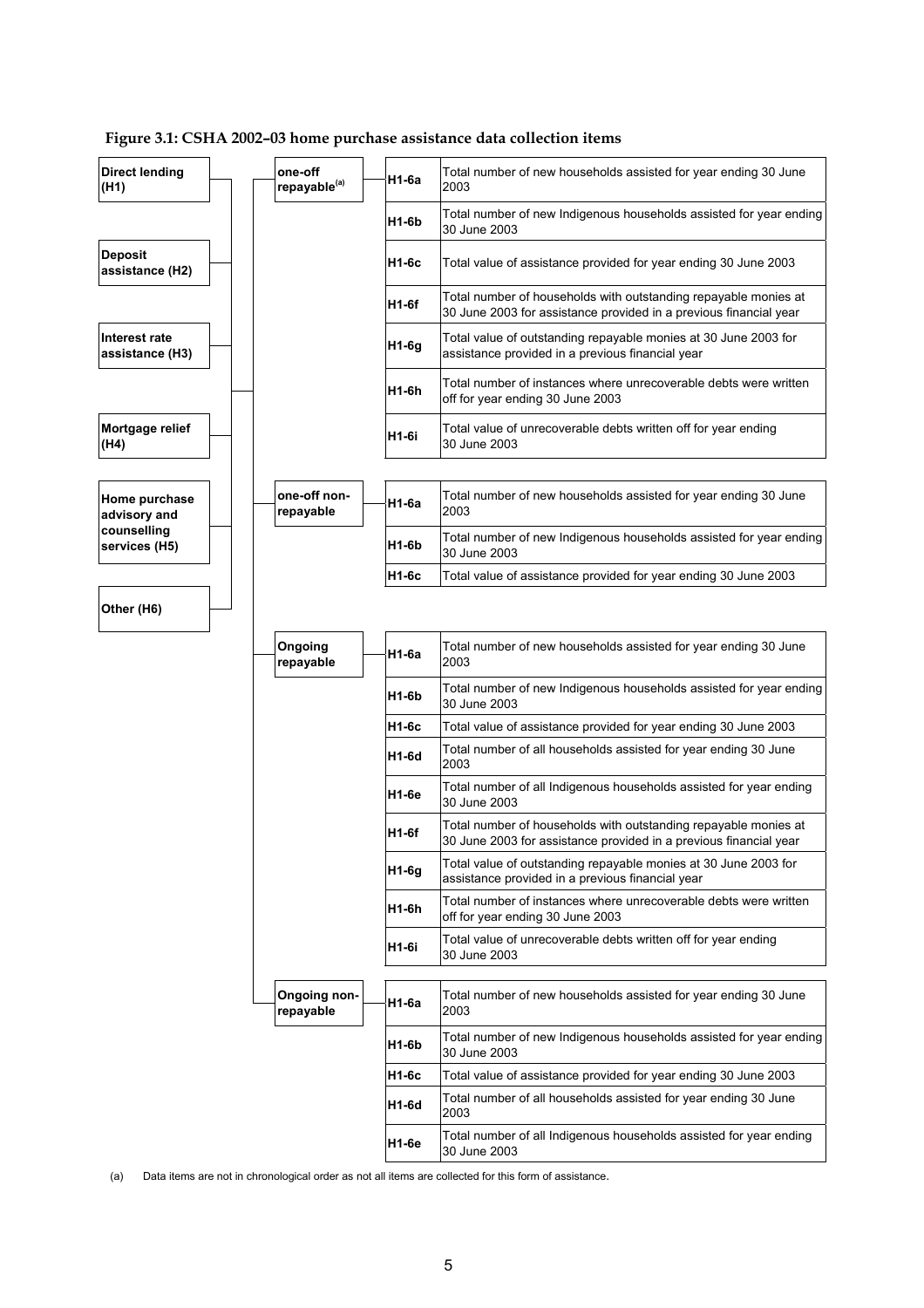**Figure 3.1: CSHA 2002–03 home purchase assistance data collection items**

Assistance types:

- Direct lending (H1)
- Deposit assistance (H2)
- Interest rate assistance (H3)
- Mortgage relief (H4)
- Home purchase advisory and counselling services (H5)
- Other (H6)

**one-off repayable[(a)]**

| Item | Description |
| --- | --- |
| H1-6a | Total number of new households assisted for year ending 30 June 2003 |
| H1-6b | Total number of new Indigenous households assisted for year ending 30 June 2003 |
| H1-6c | Total value of assistance provided for year ending 30 June 2003 |
| H1-6f | Total number of households with outstanding repayable monies at 30 June 2003 for assistance provided in a previous financial year |
| H1-6g | Total value of outstanding repayable monies at 30 June 2003 for assistance provided in a previous financial year |
| H1-6h | Total number of instances where unrecoverable debts were written off for year ending 30 June 2003 |
| H1-6i | Total value of unrecoverable debts written off for year ending 30 June 2003 |

**one-off non-repayable**

| Item | Description |
| --- | --- |
| H1-6a | Total number of new households assisted for year ending 30 June 2003 |
| H1-6b | Total number of new Indigenous households assisted for year ending 30 June 2003 |
| H1-6c | Total value of assistance provided for year ending 30 June 2003 |

**Ongoing repayable**

| Item | Description |
| --- | --- |
| H1-6a | Total number of new households assisted for year ending 30 June 2003 |
| H1-6b | Total number of new Indigenous households assisted for year ending 30 June 2003 |
| H1-6c | Total value of assistance provided for year ending 30 June 2003 |
| H1-6d | Total number of all households assisted for year ending 30 June 2003 |
| H1-6e | Total number of all Indigenous households assisted for year ending 30 June 2003 |
| H1-6f | Total number of households with outstanding repayable monies at 30 June 2003 for assistance provided in a previous financial year |
| H1-6g | Total value of outstanding repayable monies at 30 June 2003 for assistance provided in a previous financial year |
| H1-6h | Total number of instances where unrecoverable debts were written off for year ending 30 June 2003 |
| H1-6i | Total value of unrecoverable debts written off for year ending 30 June 2003 |

**Ongoing non-repayable**

| Item | Description |
| --- | --- |
| H1-6a | Total number of new households assisted for year ending 30 June 2003 |
| H1-6b | Total number of new Indigenous households assisted for year ending 30 June 2003 |
| H1-6c | Total value of assistance provided for year ending 30 June 2003 |
| H1-6d | Total number of all households assisted for year ending 30 June 2003 |
| H1-6e | Total number of all Indigenous households assisted for year ending 30 June 2003 |

(a) Data items are not in chronological order as not all items are collected for this form of assistance.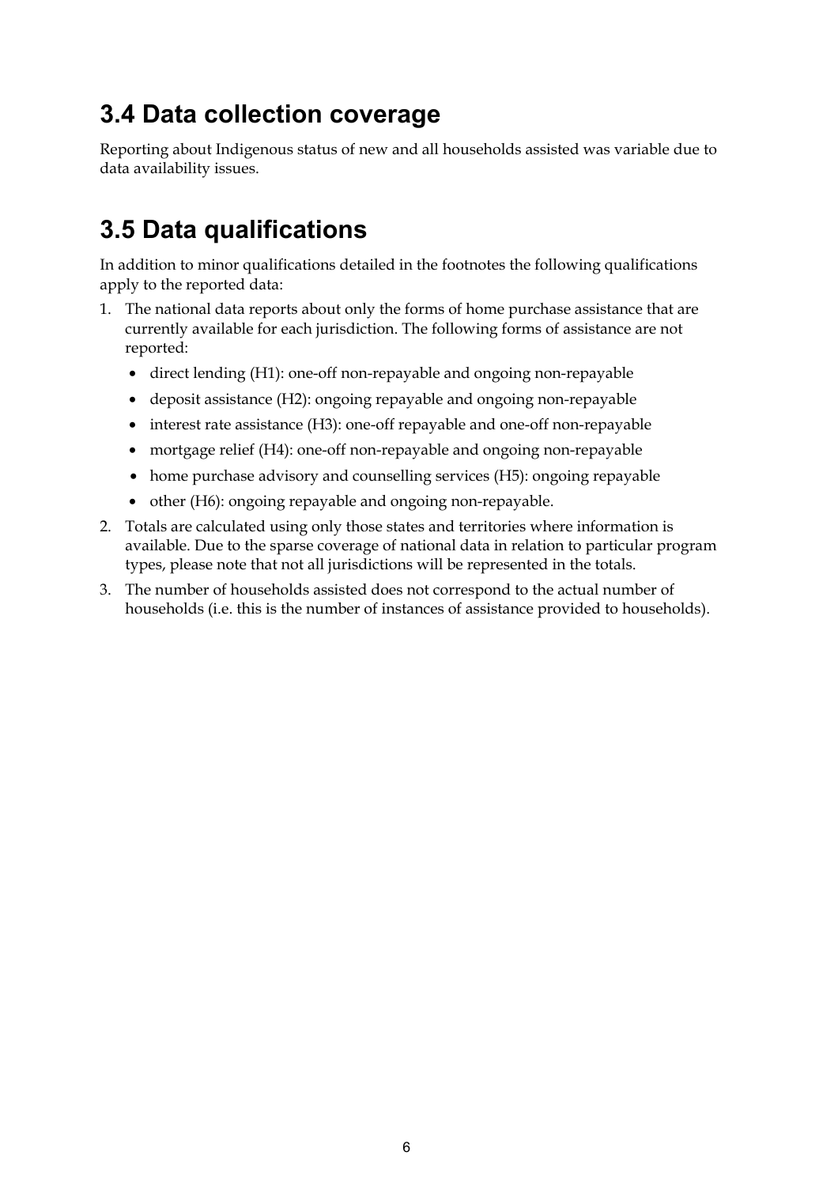## 3.4 Data collection coverage

Reporting about Indigenous status of new and all households assisted was variable due to data availability issues.

## 3.5 Data qualifications

In addition to minor qualifications detailed in the footnotes the following qualifications apply to the reported data:

1. The national data reports about only the forms of home purchase assistance that are currently available for each jurisdiction. The following forms of assistance are not reported:
   - direct lending (H1): one-off non-repayable and ongoing non-repayable
   - deposit assistance (H2): ongoing repayable and ongoing non-repayable
   - interest rate assistance (H3): one-off repayable and one-off non-repayable
   - mortgage relief (H4): one-off non-repayable and ongoing non-repayable
   - home purchase advisory and counselling services (H5): ongoing repayable
   - other (H6): ongoing repayable and ongoing non-repayable.
2. Totals are calculated using only those states and territories where information is available. Due to the sparse coverage of national data in relation to particular program types, please note that not all jurisdictions will be represented in the totals.
3. The number of households assisted does not correspond to the actual number of households (i.e. this is the number of instances of assistance provided to households).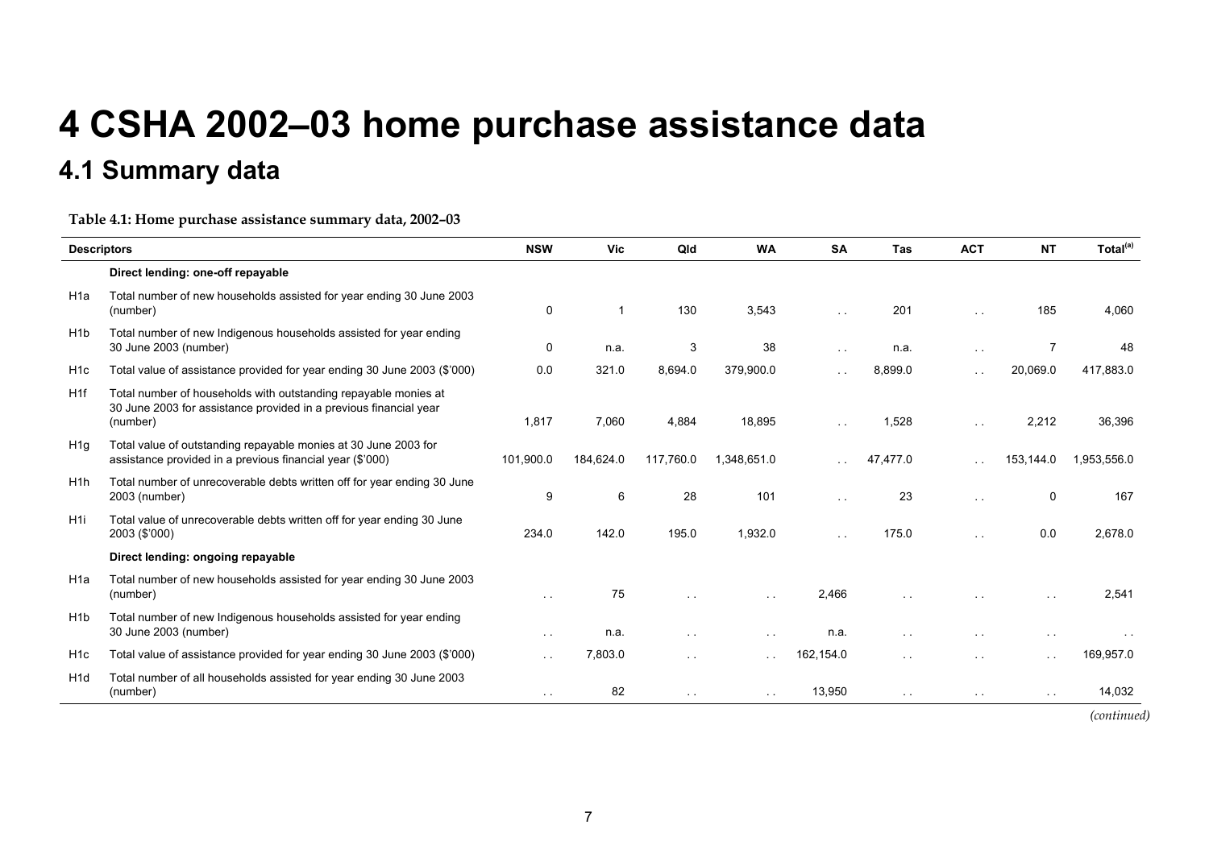# 4 CSHA 2002–03 home purchase assistance data

## 4.1 Summary data

**Table 4.1: Home purchase assistance summary data, 2002–03**

| Descriptors | | NSW | Vic | Qld | WA | SA | Tas | ACT | NT | Total[(a)] |
|---|---|---|---|---|---|---|---|---|---|---|
| | **Direct lending: one-off repayable** | | | | | | | | | |
| H1a | Total number of new households assisted for year ending 30 June 2003 (number) | 0 | 1 | 130 | 3,543 | . . | 201 | . . | 185 | 4,060 |
| H1b | Total number of new Indigenous households assisted for year ending 30 June 2003 (number) | 0 | n.a. | 3 | 38 | . . | n.a. | . . | 7 | 48 |
| H1c | Total value of assistance provided for year ending 30 June 2003 ($'000) | 0.0 | 321.0 | 8,694.0 | 379,900.0 | . . | 8,899.0 | . . | 20,069.0 | 417,883.0 |
| H1f | Total number of households with outstanding repayable monies at 30 June 2003 for assistance provided in a previous financial year (number) | 1,817 | 7,060 | 4,884 | 18,895 | . . | 1,528 | . . | 2,212 | 36,396 |
| H1g | Total value of outstanding repayable monies at 30 June 2003 for assistance provided in a previous financial year ($'000) | 101,900.0 | 184,624.0 | 117,760.0 | 1,348,651.0 | . . | 47,477.0 | . . | 153,144.0 | 1,953,556.0 |
| H1h | Total number of unrecoverable debts written off for year ending 30 June 2003 (number) | 9 | 6 | 28 | 101 | . . | 23 | . . | 0 | 167 |
| H1i | Total value of unrecoverable debts written off for year ending 30 June 2003 ($'000) | 234.0 | 142.0 | 195.0 | 1,932.0 | . . | 175.0 | . . | 0.0 | 2,678.0 |
| | **Direct lending: ongoing repayable** | | | | | | | | | |
| H1a | Total number of new households assisted for year ending 30 June 2003 (number) | . . | 75 | . . | . . | 2,466 | . . | . . | . . | 2,541 |
| H1b | Total number of new Indigenous households assisted for year ending 30 June 2003 (number) | . . | n.a. | . . | . . | n.a. | . . | . . | . . | . . |
| H1c | Total value of assistance provided for year ending 30 June 2003 ($'000) | . . | 7,803.0 | . . | . . | 162,154.0 | . . | . . | . . | 169,957.0 |
| H1d | Total number of all households assisted for year ending 30 June 2003 (number) | . . | 82 | . . | . . | 13,950 | . . | . . | . . | 14,032 |

*(continued)*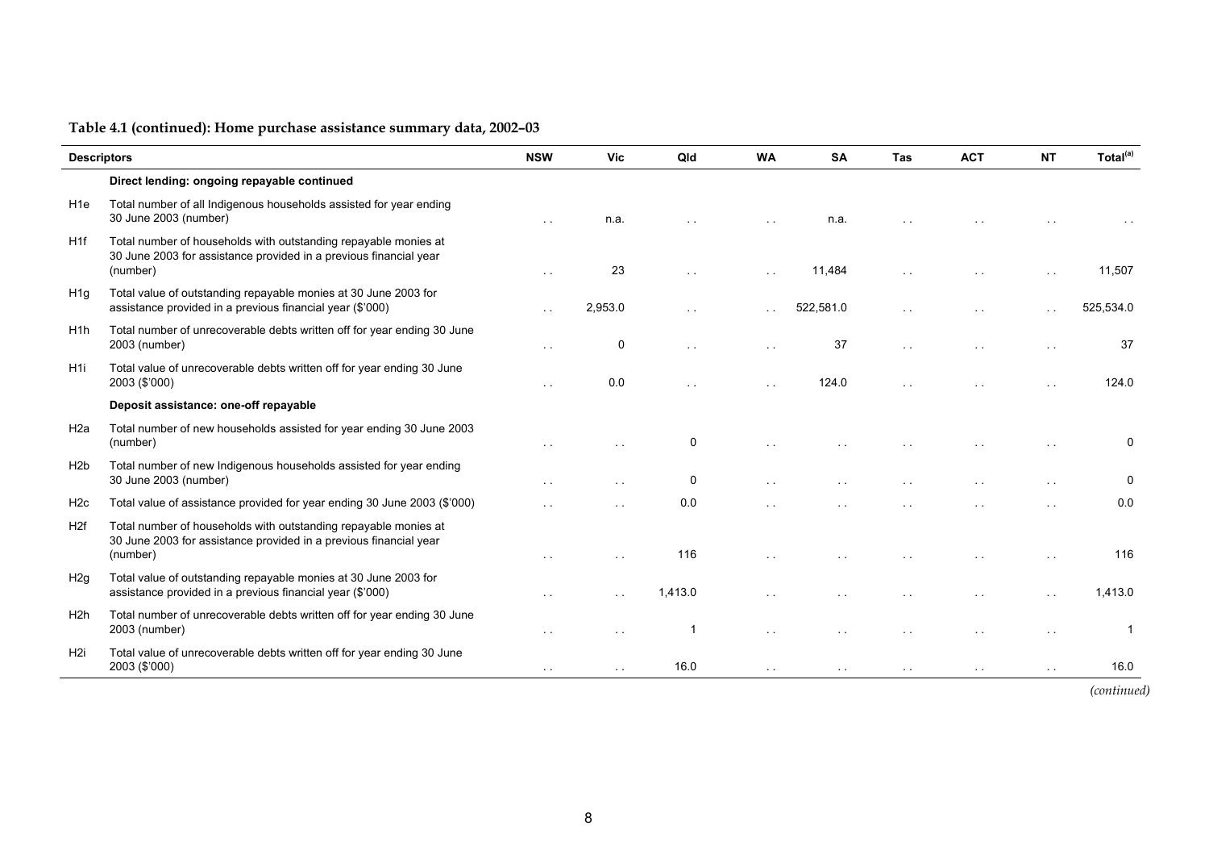**Table 4.1 (continued): Home purchase assistance summary data, 2002–03**

| Descriptors | | NSW | Vic | Qld | WA | SA | Tas | ACT | NT | Total[(a)] |
|---|---|---|---|---|---|---|---|---|---|---|
| | **Direct lending: ongoing repayable continued** | | | | | | | | | |
| H1e | Total number of all Indigenous households assisted for year ending 30 June 2003 (number) | . . | n.a. | . . | . . | n.a. | . . | . . | . . | . . |
| H1f | Total number of households with outstanding repayable monies at 30 June 2003 for assistance provided in a previous financial year (number) | . . | 23 | . . | . . | 11,484 | . . | . . | . . | 11,507 |
| H1g | Total value of outstanding repayable monies at 30 June 2003 for assistance provided in a previous financial year ($'000) | . . | 2,953.0 | . . | . . | 522,581.0 | . . | . . | . . | 525,534.0 |
| H1h | Total number of unrecoverable debts written off for year ending 30 June 2003 (number) | . . | 0 | . . | . . | 37 | . . | . . | . . | 37 |
| H1i | Total value of unrecoverable debts written off for year ending 30 June 2003 ($'000) | . . | 0.0 | . . | . . | 124.0 | . . | . . | . . | 124.0 |
| | **Deposit assistance: one-off repayable** | | | | | | | | | |
| H2a | Total number of new households assisted for year ending 30 June 2003 (number) | . . | . . | 0 | . . | . . | . . | . . | . . | 0 |
| H2b | Total number of new Indigenous households assisted for year ending 30 June 2003 (number) | . . | . . | 0 | . . | . . | . . | . . | . . | 0 |
| H2c | Total value of assistance provided for year ending 30 June 2003 ($'000) | . . | . . | 0.0 | . . | . . | . . | . . | . . | 0.0 |
| H2f | Total number of households with outstanding repayable monies at 30 June 2003 for assistance provided in a previous financial year (number) | . . | . . | 116 | . . | . . | . . | . . | . . | 116 |
| H2g | Total value of outstanding repayable monies at 30 June 2003 for assistance provided in a previous financial year ($'000) | . . | . . | 1,413.0 | . . | . . | . . | . . | . . | 1,413.0 |
| H2h | Total number of unrecoverable debts written off for year ending 30 June 2003 (number) | . . | . . | 1 | . . | . . | . . | . . | . . | 1 |
| H2i | Total value of unrecoverable debts written off for year ending 30 June 2003 ($'000) | . . | . . | 16.0 | . . | . . | . . | . . | . . | 16.0 |

*(continued)*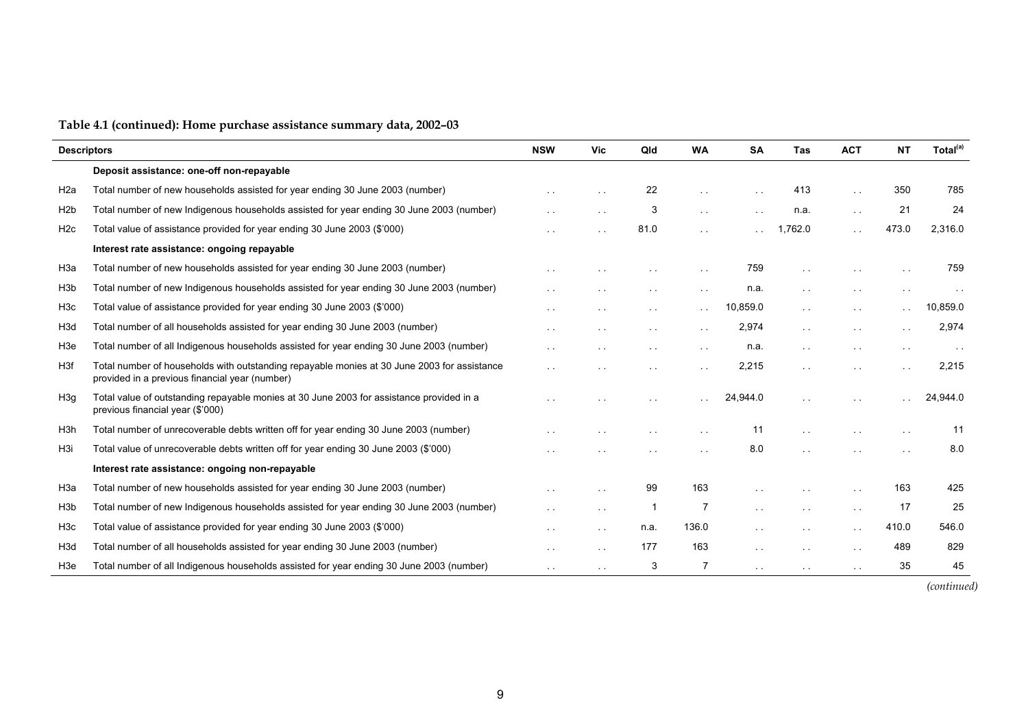**Table 4.1 (continued): Home purchase assistance summary data, 2002–03**

| Descriptors | | NSW | Vic | Qld | WA | SA | Tas | ACT | NT | Total[(a)] |
|---|---|---|---|---|---|---|---|---|---|---|
| | **Deposit assistance: one-off non-repayable** | | | | | | | | | |
| H2a | Total number of new households assisted for year ending 30 June 2003 (number) | . . | . . | 22 | . . | . . | 413 | . . | 350 | 785 |
| H2b | Total number of new Indigenous households assisted for year ending 30 June 2003 (number) | . . | . . | 3 | . . | . . | n.a. | . . | 21 | 24 |
| H2c | Total value of assistance provided for year ending 30 June 2003 ($'000) | . . | . . | 81.0 | . . | . . | 1,762.0 | . . | 473.0 | 2,316.0 |
| | **Interest rate assistance: ongoing repayable** | | | | | | | | | |
| H3a | Total number of new households assisted for year ending 30 June 2003 (number) | . . | . . | . . | . . | 759 | . . | . . | . . | 759 |
| H3b | Total number of new Indigenous households assisted for year ending 30 June 2003 (number) | . . | . . | . . | . . | n.a. | . . | . . | . . | . . |
| H3c | Total value of assistance provided for year ending 30 June 2003 ($'000) | . . | . . | . . | . . | 10,859.0 | . . | . . | . . | 10,859.0 |
| H3d | Total number of all households assisted for year ending 30 June 2003 (number) | . . | . . | . . | . . | 2,974 | . . | . . | . . | 2,974 |
| H3e | Total number of all Indigenous households assisted for year ending 30 June 2003 (number) | . . | . . | . . | . . | n.a. | . . | . . | . . | . . |
| H3f | Total number of households with outstanding repayable monies at 30 June 2003 for assistance provided in a previous financial year (number) | . . | . . | . . | . . | 2,215 | . . | . . | . . | 2,215 |
| H3g | Total value of outstanding repayable monies at 30 June 2003 for assistance provided in a previous financial year ($'000) | . . | . . | . . | . . | 24,944.0 | . . | . . | . . | 24,944.0 |
| H3h | Total number of unrecoverable debts written off for year ending 30 June 2003 (number) | . . | . . | . . | . . | 11 | . . | . . | . . | 11 |
| H3i | Total value of unrecoverable debts written off for year ending 30 June 2003 ($'000) | . . | . . | . . | . . | 8.0 | . . | . . | . . | 8.0 |
| | **Interest rate assistance: ongoing non-repayable** | | | | | | | | | |
| H3a | Total number of new households assisted for year ending 30 June 2003 (number) | . . | . . | 99 | 163 | . . | . . | . . | 163 | 425 |
| H3b | Total number of new Indigenous households assisted for year ending 30 June 2003 (number) | . . | . . | 1 | 7 | . . | . . | . . | 17 | 25 |
| H3c | Total value of assistance provided for year ending 30 June 2003 ($'000) | . . | . . | n.a. | 136.0 | . . | . . | . . | 410.0 | 546.0 |
| H3d | Total number of all households assisted for year ending 30 June 2003 (number) | . . | . . | 177 | 163 | . . | . . | . . | 489 | 829 |
| H3e | Total number of all Indigenous households assisted for year ending 30 June 2003 (number) | . . | . . | 3 | 7 | . . | . . | . . | 35 | 45 |

*(continued)*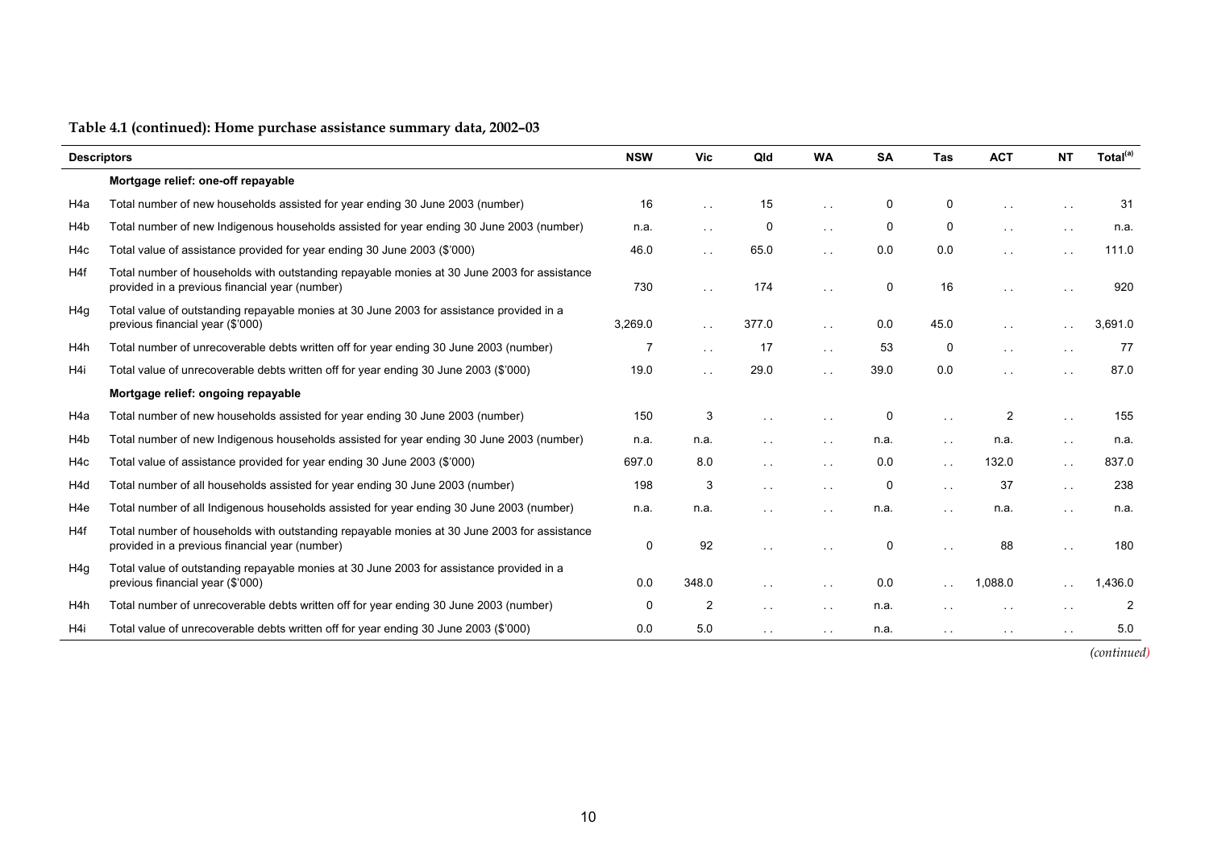**Table 4.1 (continued): Home purchase assistance summary data, 2002–03**

| Descriptors | | NSW | Vic | Qld | WA | SA | Tas | ACT | NT | Total[(a)] |
|---|---|---|---|---|---|---|---|---|---|---|
| | **Mortgage relief: one-off repayable** | | | | | | | | | |
| H4a | Total number of new households assisted for year ending 30 June 2003 (number) | 16 | . . | 15 | . . | 0 | 0 | . . | . . | 31 |
| H4b | Total number of new Indigenous households assisted for year ending 30 June 2003 (number) | n.a. | . . | 0 | . . | 0 | 0 | . . | . . | n.a. |
| H4c | Total value of assistance provided for year ending 30 June 2003 ($'000) | 46.0 | . . | 65.0 | . . | 0.0 | 0.0 | . . | . . | 111.0 |
| H4f | Total number of households with outstanding repayable monies at 30 June 2003 for assistance provided in a previous financial year (number) | 730 | . . | 174 | . . | 0 | 16 | . . | . . | 920 |
| H4g | Total value of outstanding repayable monies at 30 June 2003 for assistance provided in a previous financial year ($'000) | 3,269.0 | . . | 377.0 | . . | 0.0 | 45.0 | . . | . . | 3,691.0 |
| H4h | Total number of unrecoverable debts written off for year ending 30 June 2003 (number) | 7 | . . | 17 | . . | 53 | 0 | . . | . . | 77 |
| H4i | Total value of unrecoverable debts written off for year ending 30 June 2003 ($'000) | 19.0 | . . | 29.0 | . . | 39.0 | 0.0 | . . | . . | 87.0 |
| | **Mortgage relief: ongoing repayable** | | | | | | | | | |
| H4a | Total number of new households assisted for year ending 30 June 2003 (number) | 150 | 3 | . . | . . | 0 | . . | 2 | . . | 155 |
| H4b | Total number of new Indigenous households assisted for year ending 30 June 2003 (number) | n.a. | n.a. | . . | . . | n.a. | . . | n.a. | . . | n.a. |
| H4c | Total value of assistance provided for year ending 30 June 2003 ($'000) | 697.0 | 8.0 | . . | . . | 0.0 | . . | 132.0 | . . | 837.0 |
| H4d | Total number of all households assisted for year ending 30 June 2003 (number) | 198 | 3 | . . | . . | 0 | . . | 37 | . . | 238 |
| H4e | Total number of all Indigenous households assisted for year ending 30 June 2003 (number) | n.a. | n.a. | . . | . . | n.a. | . . | n.a. | . . | n.a. |
| H4f | Total number of households with outstanding repayable monies at 30 June 2003 for assistance provided in a previous financial year (number) | 0 | 92 | . . | . . | 0 | . . | 88 | . . | 180 |
| H4g | Total value of outstanding repayable monies at 30 June 2003 for assistance provided in a previous financial year ($'000) | 0.0 | 348.0 | . . | . . | 0.0 | . . | 1,088.0 | . . | 1,436.0 |
| H4h | Total number of unrecoverable debts written off for year ending 30 June 2003 (number) | 0 | 2 | . . | . . | n.a. | . . | . . | . . | 2 |
| H4i | Total value of unrecoverable debts written off for year ending 30 June 2003 ($'000) | 0.0 | 5.0 | . . | . . | n.a. | . . | . . | . . | 5.0 |

*(continued)*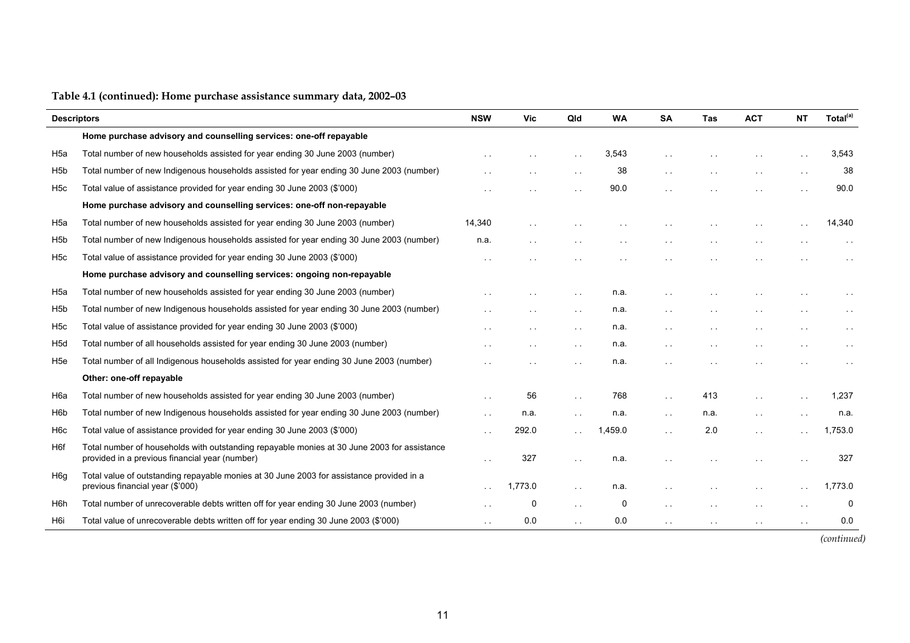**Table 4.1 (continued): Home purchase assistance summary data, 2002–03**

| Descriptors | | NSW | Vic | Qld | WA | SA | Tas | ACT | NT | Total[(a)] |
|---|---|---|---|---|---|---|---|---|---|---|
| | **Home purchase advisory and counselling services: one-off repayable** | | | | | | | | | |
| H5a | Total number of new households assisted for year ending 30 June 2003 (number) | . . | . . | . . | 3,543 | . . | . . | . . | . . | 3,543 |
| H5b | Total number of new Indigenous households assisted for year ending 30 June 2003 (number) | . . | . . | . . | 38 | . . | . . | . . | . . | 38 |
| H5c | Total value of assistance provided for year ending 30 June 2003 ($'000) | . . | . . | . . | 90.0 | . . | . . | . . | . . | 90.0 |
| | **Home purchase advisory and counselling services: one-off non-repayable** | | | | | | | | | |
| H5a | Total number of new households assisted for year ending 30 June 2003 (number) | 14,340 | . . | . . | . . | . . | . . | . . | . . | 14,340 |
| H5b | Total number of new Indigenous households assisted for year ending 30 June 2003 (number) | n.a. | . . | . . | . . | . . | . . | . . | . . | . . |
| H5c | Total value of assistance provided for year ending 30 June 2003 ($'000) | . . | . . | . . | . . | . . | . . | . . | . . | . . |
| | **Home purchase advisory and counselling services: ongoing non-repayable** | | | | | | | | | |
| H5a | Total number of new households assisted for year ending 30 June 2003 (number) | . . | . . | . . | n.a. | . . | . . | . . | . . | . . |
| H5b | Total number of new Indigenous households assisted for year ending 30 June 2003 (number) | . . | . . | . . | n.a. | . . | . . | . . | . . | . . |
| H5c | Total value of assistance provided for year ending 30 June 2003 ($'000) | . . | . . | . . | n.a. | . . | . . | . . | . . | . . |
| H5d | Total number of all households assisted for year ending 30 June 2003 (number) | . . | . . | . . | n.a. | . . | . . | . . | . . | . . |
| H5e | Total number of all Indigenous households assisted for year ending 30 June 2003 (number) | . . | . . | . . | n.a. | . . | . . | . . | . . | . . |
| | **Other: one-off repayable** | | | | | | | | | |
| H6a | Total number of new households assisted for year ending 30 June 2003 (number) | . . | 56 | . . | 768 | . . | 413 | . . | . . | 1,237 |
| H6b | Total number of new Indigenous households assisted for year ending 30 June 2003 (number) | . . | n.a. | . . | n.a. | . . | n.a. | . . | . . | n.a. |
| H6c | Total value of assistance provided for year ending 30 June 2003 ($'000) | . . | 292.0 | . . | 1,459.0 | . . | 2.0 | . . | . . | 1,753.0 |
| H6f | Total number of households with outstanding repayable monies at 30 June 2003 for assistance provided in a previous financial year (number) | . . | 327 | . . | n.a. | . . | . . | . . | . . | 327 |
| H6g | Total value of outstanding repayable monies at 30 June 2003 for assistance provided in a previous financial year ($'000) | . . | 1,773.0 | . . | n.a. | . . | . . | . . | . . | 1,773.0 |
| H6h | Total number of unrecoverable debts written off for year ending 30 June 2003 (number) | . . | 0 | . . | 0 | . . | . . | . . | . . | 0 |
| H6i | Total value of unrecoverable debts written off for year ending 30 June 2003 ($'000) | . . | 0.0 | . . | 0.0 | . . | . . | . . | . . | 0.0 |

*(continued)*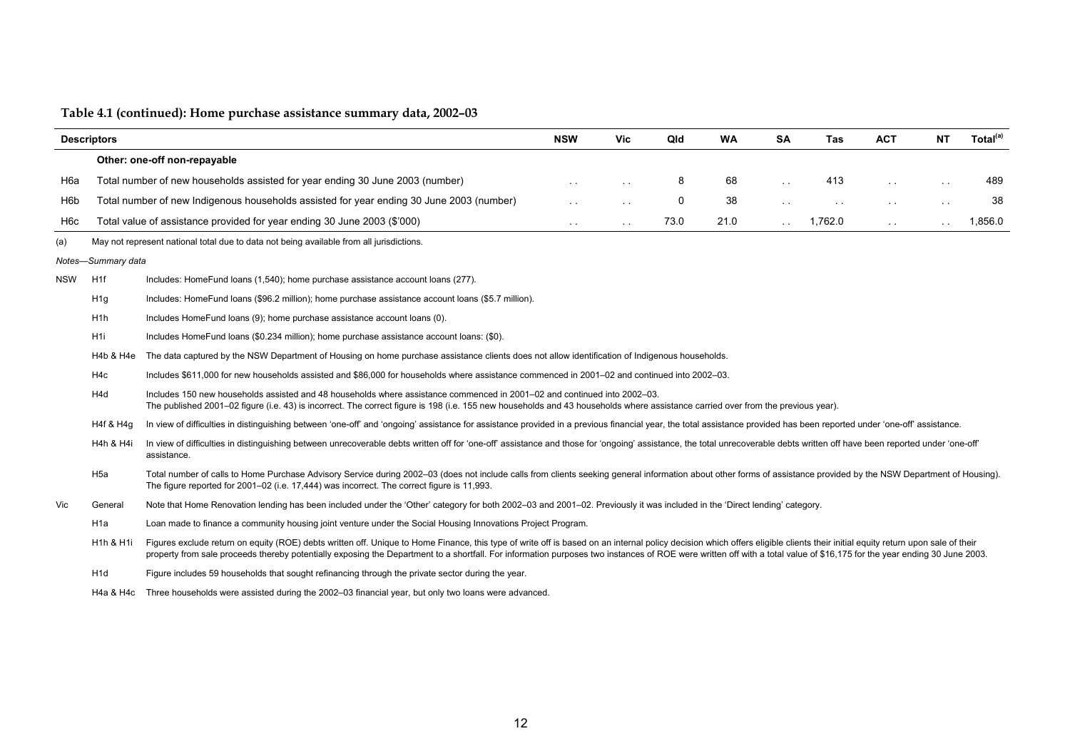**Table 4.1 (continued): Home purchase assistance summary data, 2002–03**

| Descriptors | | NSW | Vic | Qld | WA | SA | Tas | ACT | NT | Total[(a)] |
|---|---|---|---|---|---|---|---|---|---|---|
| | **Other: one-off non-repayable** | | | | | | | | | |
| H6a | Total number of new households assisted for year ending 30 June 2003 (number) | . . | . . | 8 | 68 | . . | 413 | . . | . . | 489 |
| H6b | Total number of new Indigenous households assisted for year ending 30 June 2003 (number) | . . | . . | 0 | 38 | . . | . . | . . | . . | 38 |
| H6c | Total value of assistance provided for year ending 30 June 2003 ($'000) | . . | . . | 73.0 | 21.0 | . . | 1,762.0 | . . | . . | 1,856.0 |

(a) May not represent national total due to data not being available from all jurisdictions.

*Notes—Summary data*

| | | |
|---|---|---|
| NSW | H1f | Includes: HomeFund loans (1,540); home purchase assistance account loans (277). |
| | H1g | Includes: HomeFund loans ($96.2 million); home purchase assistance account loans ($5.7 million). |
| | H1h | Includes HomeFund loans (9); home purchase assistance account loans (0). |
| | H1i | Includes HomeFund loans ($0.234 million); home purchase assistance account loans: ($0). |
| | H4b & H4e | The data captured by the NSW Department of Housing on home purchase assistance clients does not allow identification of Indigenous households. |
| | H4c | Includes $611,000 for new households assisted and $86,000 for households where assistance commenced in 2001–02 and continued into 2002–03. |
| | H4d | Includes 150 new households assisted and 48 households where assistance commenced in 2001–02 and continued into 2002–03. The published 2001–02 figure (i.e. 43) is incorrect. The correct figure is 198 (i.e. 155 new households and 43 households where assistance carried over from the previous year). |
| | H4f & H4g | In view of difficulties in distinguishing between 'one-off' and 'ongoing' assistance for assistance provided in a previous financial year, the total assistance provided has been reported under 'one-off' assistance. |
| | H4h & H4i | In view of difficulties in distinguishing between unrecoverable debts written off for 'one-off' assistance and those for 'ongoing' assistance, the total unrecoverable debts written off have been reported under 'one-off' assistance. |
| | H5a | Total number of calls to Home Purchase Advisory Service during 2002–03 (does not include calls from clients seeking general information about other forms of assistance provided by the NSW Department of Housing). The figure reported for 2001–02 (i.e. 17,444) was incorrect. The correct figure is 11,993. |
| Vic | General | Note that Home Renovation lending has been included under the 'Other' category for both 2002–03 and 2001–02. Previously it was included in the 'Direct lending' category. |
| | H1a | Loan made to finance a community housing joint venture under the Social Housing Innovations Project Program. |
| | H1h & H1i | Figures exclude return on equity (ROE) debts written off. Unique to Home Finance, this type of write off is based on an internal policy decision which offers eligible clients their initial equity return upon sale of their property from sale proceeds thereby potentially exposing the Department to a shortfall. For information purposes two instances of ROE were written off with a total value of $16,175 for the year ending 30 June 2003. |
| | H1d | Figure includes 59 households that sought refinancing through the private sector during the year. |
| | H4a & H4c | Three households were assisted during the 2002–03 financial year, but only two loans were advanced. |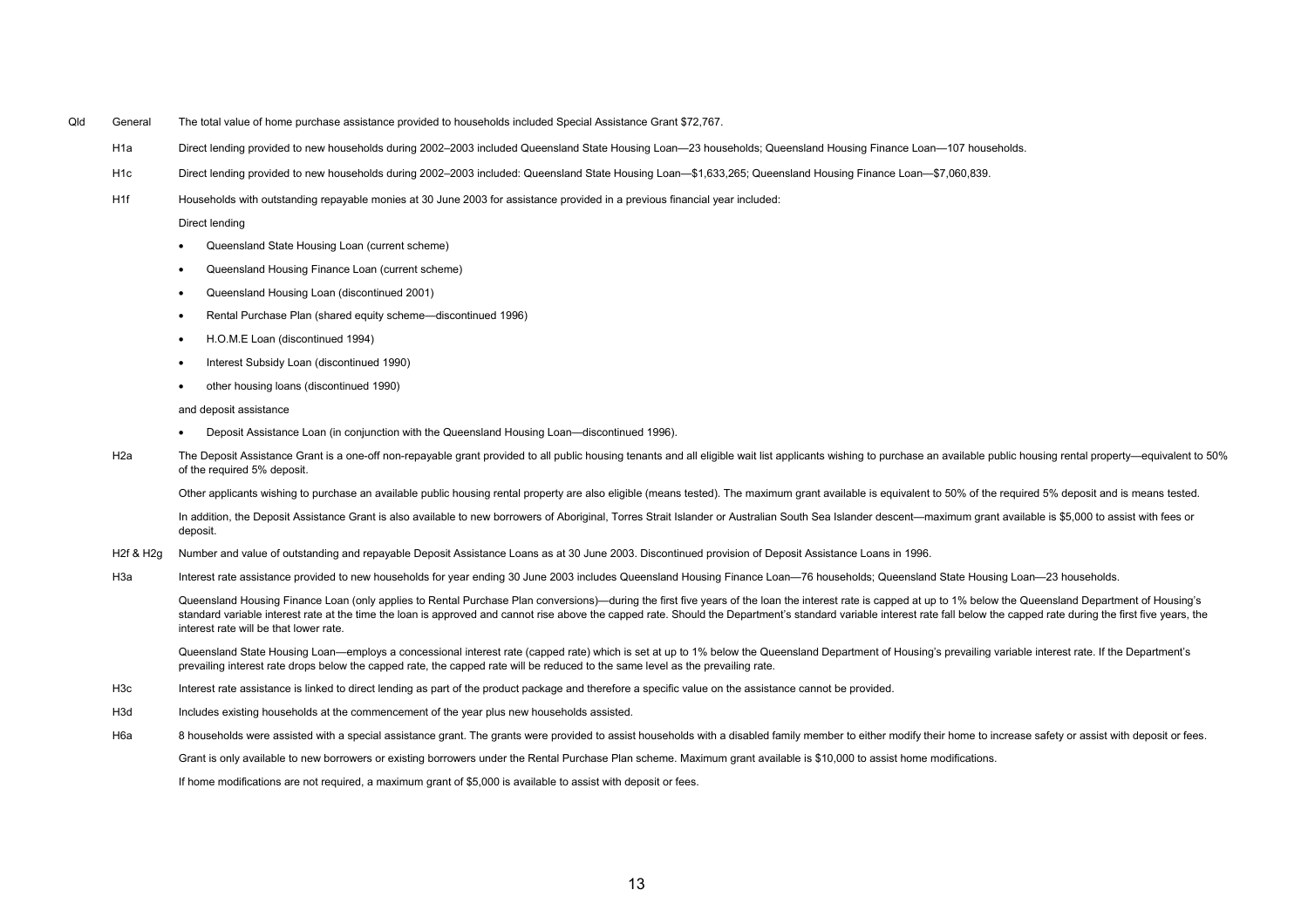| | | |
|---|---|---|
| Qld | General | The total value of home purchase assistance provided to households included Special Assistance Grant $72,767. |
| | H1a | Direct lending provided to new households during 2002–2003 included Queensland State Housing Loan—23 households; Queensland Housing Finance Loan—107 households. |
| | H1c | Direct lending provided to new households during 2002–2003 included: Queensland State Housing Loan—$1,633,265; Queensland Housing Finance Loan—$7,060,839. |
| | H1f | Households with outstanding repayable monies at 30 June 2003 for assistance provided in a previous financial year included:<br><br>Direct lending<br><br>• Queensland State Housing Loan (current scheme)<br>• Queensland Housing Finance Loan (current scheme)<br>• Queensland Housing Loan (discontinued 2001)<br>• Rental Purchase Plan (shared equity scheme—discontinued 1996)<br>• H.O.M.E Loan (discontinued 1994)<br>• Interest Subsidy Loan (discontinued 1990)<br>• other housing loans (discontinued 1990)<br><br>and deposit assistance<br><br>• Deposit Assistance Loan (in conjunction with the Queensland Housing Loan—discontinued 1996). |
| | H2a | The Deposit Assistance Grant is a one-off non-repayable grant provided to all public housing tenants and all eligible wait list applicants wishing to purchase an available public housing rental property—equivalent to 50% of the required 5% deposit.<br><br>Other applicants wishing to purchase an available public housing rental property are also eligible (means tested). The maximum grant available is equivalent to 50% of the required 5% deposit and is means tested.<br><br>In addition, the Deposit Assistance Grant is also available to new borrowers of Aboriginal, Torres Strait Islander or Australian South Sea Islander descent—maximum grant available is $5,000 to assist with fees or deposit. |
| | H2f & H2g | Number and value of outstanding and repayable Deposit Assistance Loans as at 30 June 2003. Discontinued provision of Deposit Assistance Loans in 1996. |
| | H3a | Interest rate assistance provided to new households for year ending 30 June 2003 includes Queensland Housing Finance Loan—76 households; Queensland State Housing Loan—23 households.<br><br>Queensland Housing Finance Loan (only applies to Rental Purchase Plan conversions)—during the first five years of the loan the interest rate is capped at up to 1% below the Queensland Department of Housing's standard variable interest rate at the time the loan is approved and cannot rise above the capped rate. Should the Department's standard variable interest rate fall below the capped rate during the first five years, the interest rate will be that lower rate.<br><br>Queensland State Housing Loan—employs a concessional interest rate (capped rate) which is set at up to 1% below the Queensland Department of Housing's prevailing variable interest rate. If the Department's prevailing interest rate drops below the capped rate, the capped rate will be reduced to the same level as the prevailing rate. |
| | H3c | Interest rate assistance is linked to direct lending as part of the product package and therefore a specific value on the assistance cannot be provided. |
| | H3d | Includes existing households at the commencement of the year plus new households assisted. |
| | H6a | 8 households were assisted with a special assistance grant. The grants were provided to assist households with a disabled family member to either modify their home to increase safety or assist with deposit or fees.<br><br>Grant is only available to new borrowers or existing borrowers under the Rental Purchase Plan scheme. Maximum grant available is $10,000 to assist home modifications.<br><br>If home modifications are not required, a maximum grant of $5,000 is available to assist with deposit or fees. |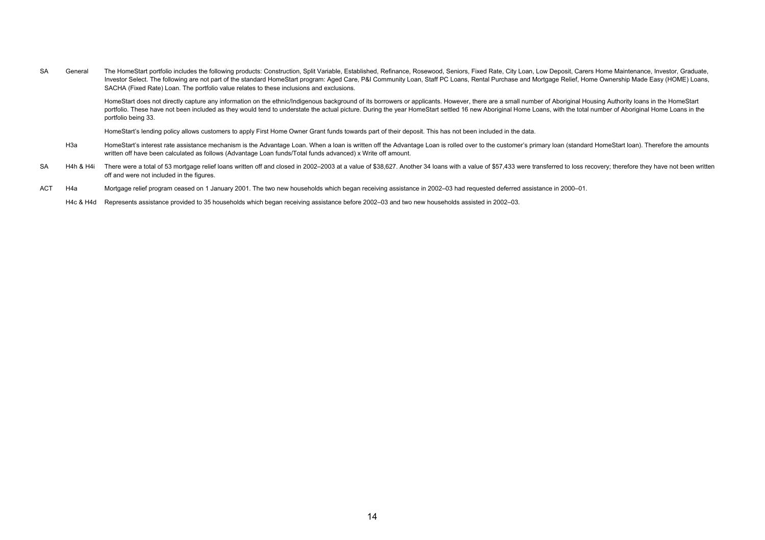| | | |
|---|---|---|
| SA | General | The HomeStart portfolio includes the following products: Construction, Split Variable, Established, Refinance, Rosewood, Seniors, Fixed Rate, City Loan, Low Deposit, Carers Home Maintenance, Investor, Graduate, Investor Select. The following are not part of the standard HomeStart program: Aged Care, P&I Community Loan, Staff PC Loans, Rental Purchase and Mortgage Relief, Home Ownership Made Easy (HOME) Loans, SACHA (Fixed Rate) Loan. The portfolio value relates to these inclusions and exclusions. |
| | | HomeStart does not directly capture any information on the ethnic/Indigenous background of its borrowers or applicants. However, there are a small number of Aboriginal Housing Authority loans in the HomeStart portfolio. These have not been included as they would tend to understate the actual picture. During the year HomeStart settled 16 new Aboriginal Home Loans, with the total number of Aboriginal Home Loans in the portfolio being 33. |
| | | HomeStart's lending policy allows customers to apply First Home Owner Grant funds towards part of their deposit. This has not been included in the data. |
| | H3a | HomeStart's interest rate assistance mechanism is the Advantage Loan. When a loan is written off the Advantage Loan is rolled over to the customer's primary loan (standard HomeStart loan). Therefore the amounts written off have been calculated as follows (Advantage Loan funds/Total funds advanced) x Write off amount. |
| SA | H4h & H4i | There were a total of 53 mortgage relief loans written off and closed in 2002–2003 at a value of $38,627. Another 34 loans with a value of $57,433 were transferred to loss recovery; therefore they have not been written off and were not included in the figures. |
| ACT | H4a | Mortgage relief program ceased on 1 January 2001. The two new households which began receiving assistance in 2002–03 had requested deferred assistance in 2000–01. |
| | H4c & H4d | Represents assistance provided to 35 households which began receiving assistance before 2002–03 and two new households assisted in 2002–03. |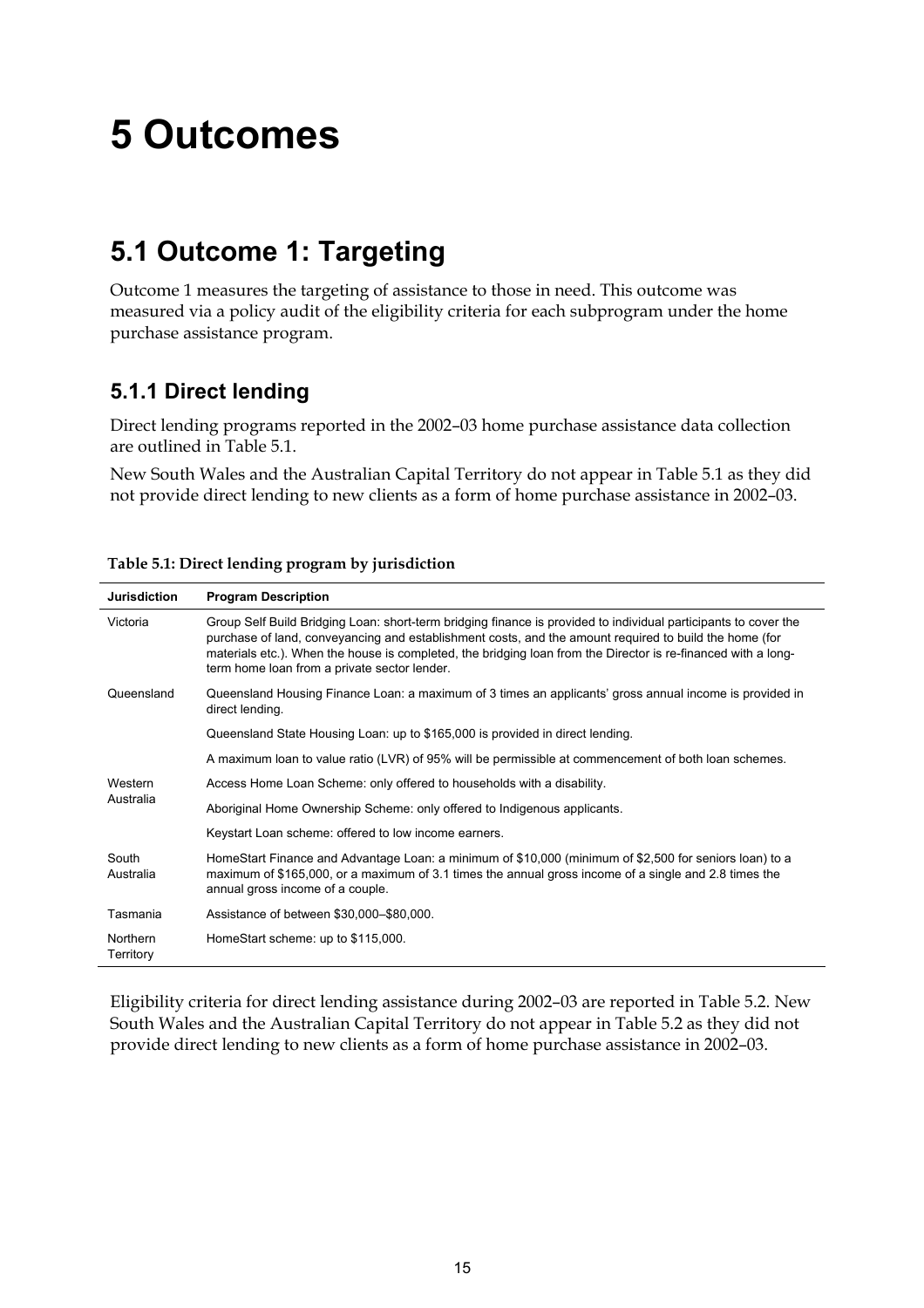# 5 Outcomes

## 5.1 Outcome 1: Targeting

Outcome 1 measures the targeting of assistance to those in need. This outcome was measured via a policy audit of the eligibility criteria for each subprogram under the home purchase assistance program.

### 5.1.1 Direct lending

Direct lending programs reported in the 2002–03 home purchase assistance data collection are outlined in Table 5.1.

New South Wales and the Australian Capital Territory do not appear in Table 5.1 as they did not provide direct lending to new clients as a form of home purchase assistance in 2002–03.

**Table 5.1: Direct lending program by jurisdiction**

| Jurisdiction | Program Description |
|---|---|
| Victoria | Group Self Build Bridging Loan: short-term bridging finance is provided to individual participants to cover the purchase of land, conveyancing and establishment costs, and the amount required to build the home (for materials etc.). When the house is completed, the bridging loan from the Director is re-financed with a long-term home loan from a private sector lender. |
| Queensland | Queensland Housing Finance Loan: a maximum of 3 times an applicants' gross annual income is provided in direct lending. |
| | Queensland State Housing Loan: up to $165,000 is provided in direct lending. |
| | A maximum loan to value ratio (LVR) of 95% will be permissible at commencement of both loan schemes. |
| Western Australia | Access Home Loan Scheme: only offered to households with a disability. |
| | Aboriginal Home Ownership Scheme: only offered to Indigenous applicants. |
| | Keystart Loan scheme: offered to low income earners. |
| South Australia | HomeStart Finance and Advantage Loan: a minimum of $10,000 (minimum of $2,500 for seniors loan) to a maximum of $165,000, or a maximum of 3.1 times the annual gross income of a single and 2.8 times the annual gross income of a couple. |
| Tasmania | Assistance of between $30,000–$80,000. |
| Northern Territory | HomeStart scheme: up to $115,000. |

Eligibility criteria for direct lending assistance during 2002–03 are reported in Table 5.2. New South Wales and the Australian Capital Territory do not appear in Table 5.2 as they did not provide direct lending to new clients as a form of home purchase assistance in 2002–03.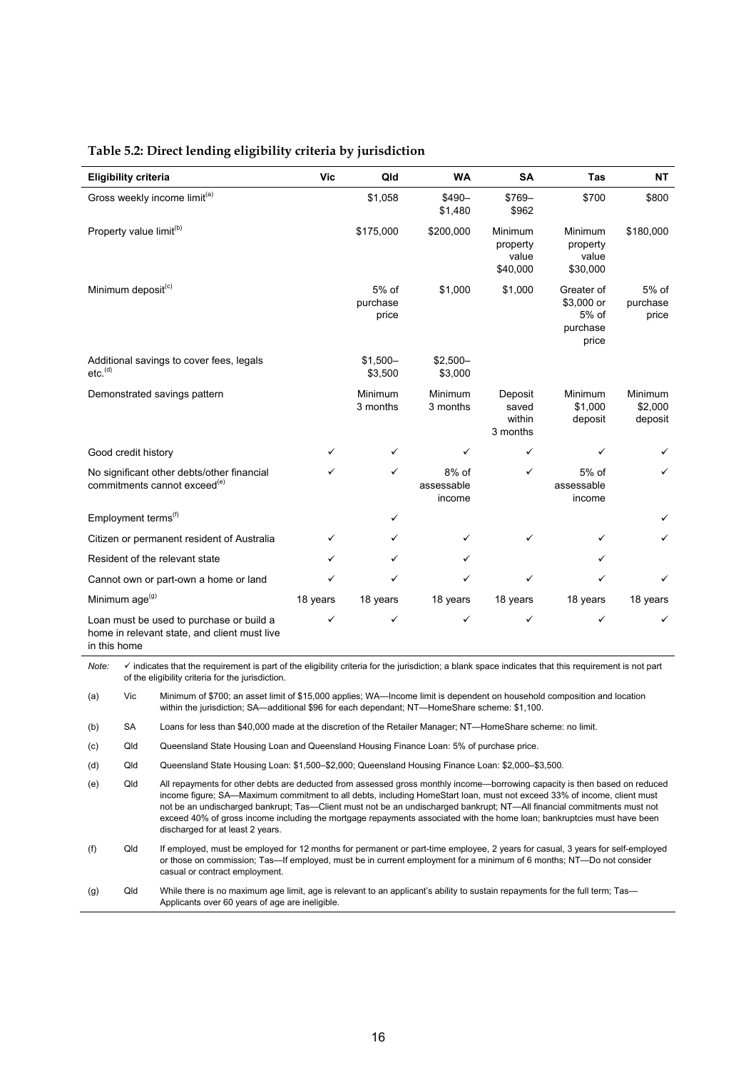**Table 5.2: Direct lending eligibility criteria by jurisdiction**

| Eligibility criteria | Vic | Qld | WA | SA | Tas | NT |
|---|---|---|---|---|---|---|
| Gross weekly income limit[(a)] | | $1,058 | $490–$1,480 | $769–$962 | $700 | $800 |
| Property value limit[(b)] | | $175,000 | $200,000 | Minimum property value $40,000 | Minimum property value $30,000 | $180,000 |
| Minimum deposit[(c)] | | 5% of purchase price | $1,000 | $1,000 | Greater of $3,000 or 5% of purchase price | 5% of purchase price |
| Additional savings to cover fees, legals etc.[(d)] | | $1,500–$3,500 | $2,500–$3,000 | | | |
| Demonstrated savings pattern | | Minimum 3 months | Minimum 3 months | Deposit saved within 3 months | Minimum $1,000 deposit | Minimum $2,000 deposit |
| Good credit history | ✓ | ✓ | ✓ | ✓ | ✓ | ✓ |
| No significant other debts/other financial commitments cannot exceed[(e)] | ✓ | ✓ | 8% of assessable income | ✓ | 5% of assessable income | ✓ |
| Employment terms[(f)] | | ✓ | | | | ✓ |
| Citizen or permanent resident of Australia | ✓ | ✓ | ✓ | ✓ | ✓ | ✓ |
| Resident of the relevant state | ✓ | ✓ | ✓ | | ✓ | |
| Cannot own or part-own a home or land | ✓ | ✓ | ✓ | ✓ | ✓ | ✓ |
| Minimum age[(g)] | 18 years | 18 years | 18 years | 18 years | 18 years | 18 years |
| Loan must be used to purchase or build a home in relevant state, and client must live in this home | ✓ | ✓ | ✓ | ✓ | ✓ | ✓ |

*Note:* ✓ indicates that the requirement is part of the eligibility criteria for the jurisdiction; a blank space indicates that this requirement is not part of the eligibility criteria for the jurisdiction.

(a) Vic Minimum of $700; an asset limit of $15,000 applies; WA—Income limit is dependent on household composition and location within the jurisdiction; SA—additional $96 for each dependant; NT—HomeShare scheme: $1,100.

(b) SA Loans for less than $40,000 made at the discretion of the Retailer Manager; NT—HomeShare scheme: no limit.

(c) Qld Queensland State Housing Loan and Queensland Housing Finance Loan: 5% of purchase price.

(d) Qld Queensland State Housing Loan: $1,500–$2,000; Queensland Housing Finance Loan: $2,000–$3,500.

(e) Qld All repayments for other debts are deducted from assessed gross monthly income—borrowing capacity is then based on reduced income figure; SA—Maximum commitment to all debts, including HomeStart loan, must not exceed 33% of income, client must not be an undischarged bankrupt; Tas—Client must not be an undischarged bankrupt; NT—All financial commitments must not exceed 40% of gross income including the mortgage repayments associated with the home loan; bankruptcies must have been discharged for at least 2 years.

(f) Qld If employed, must be employed for 12 months for permanent or part-time employee, 2 years for casual, 3 years for self-employed or those on commission; Tas—If employed, must be in current employment for a minimum of 6 months; NT—Do not consider casual or contract employment.

(g) Qld While there is no maximum age limit, age is relevant to an applicant's ability to sustain repayments for the full term; Tas—Applicants over 60 years of age are ineligible.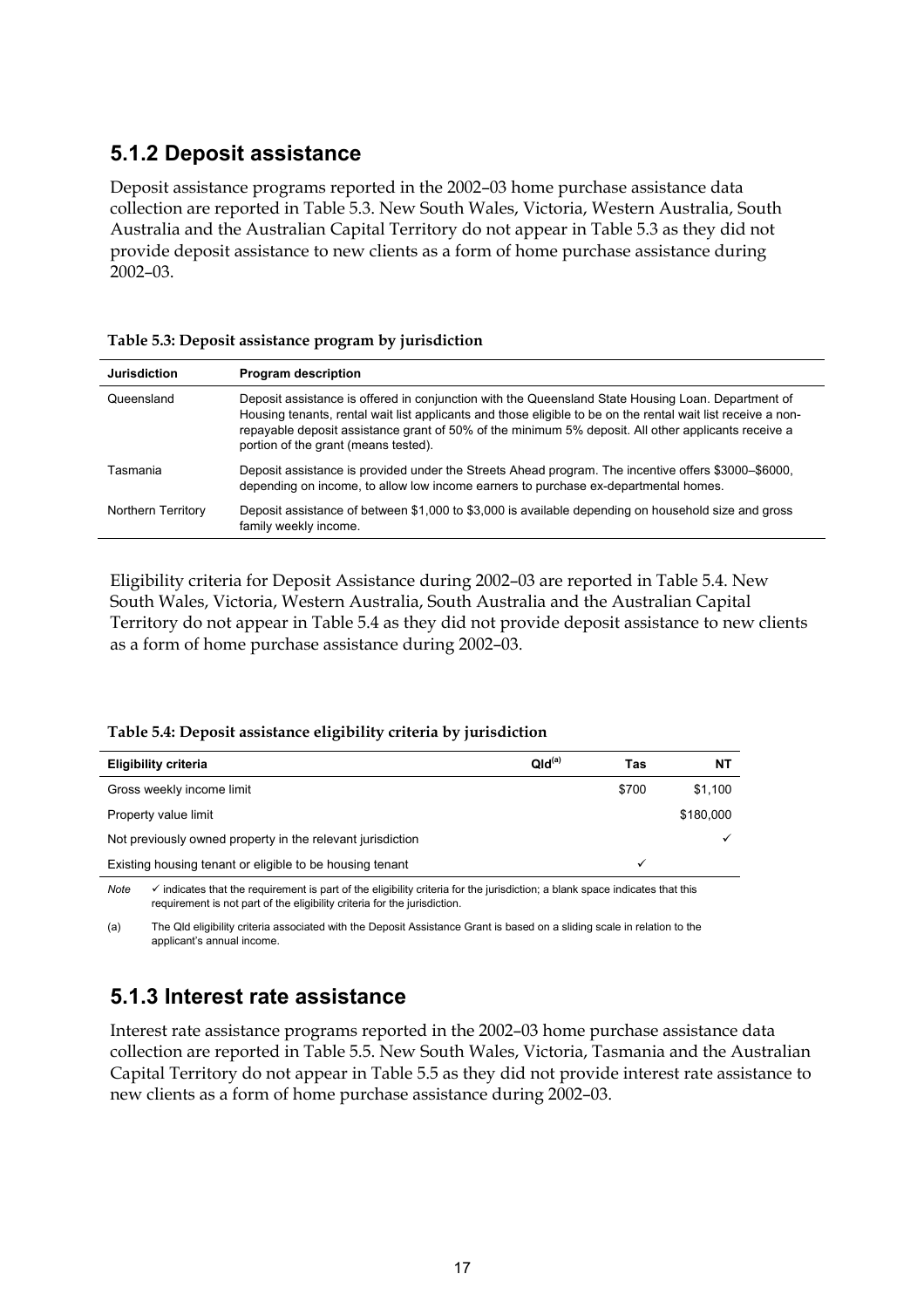## 5.1.2 Deposit assistance

Deposit assistance programs reported in the 2002–03 home purchase assistance data collection are reported in Table 5.3. New South Wales, Victoria, Western Australia, South Australia and the Australian Capital Territory do not appear in Table 5.3 as they did not provide deposit assistance to new clients as a form of home purchase assistance during 2002–03.

**Table 5.3: Deposit assistance program by jurisdiction**

| Jurisdiction | Program description |
|---|---|
| Queensland | Deposit assistance is offered in conjunction with the Queensland State Housing Loan. Department of Housing tenants, rental wait list applicants and those eligible to be on the rental wait list receive a non-repayable deposit assistance grant of 50% of the minimum 5% deposit. All other applicants receive a portion of the grant (means tested). |
| Tasmania | Deposit assistance is provided under the Streets Ahead program. The incentive offers $3000–$6000, depending on income, to allow low income earners to purchase ex-departmental homes. |
| Northern Territory | Deposit assistance of between $1,000 to $3,000 is available depending on household size and gross family weekly income. |

Eligibility criteria for Deposit Assistance during 2002–03 are reported in Table 5.4. New South Wales, Victoria, Western Australia, South Australia and the Australian Capital Territory do not appear in Table 5.4 as they did not provide deposit assistance to new clients as a form of home purchase assistance during 2002–03.

**Table 5.4: Deposit assistance eligibility criteria by jurisdiction**

| Eligibility criteria | Qld[(a)] | Tas | NT |
|---|---|---|---|
| Gross weekly income limit | | $700 | $1,100 |
| Property value limit | | | $180,000 |
| Not previously owned property in the relevant jurisdiction | | | ✓ |
| Existing housing tenant or eligible to be housing tenant | | ✓ | |

*Note* ✓ indicates that the requirement is part of the eligibility criteria for the jurisdiction; a blank space indicates that this requirement is not part of the eligibility criteria for the jurisdiction.

(a) The Qld eligibility criteria associated with the Deposit Assistance Grant is based on a sliding scale in relation to the applicant's annual income.

## 5.1.3 Interest rate assistance

Interest rate assistance programs reported in the 2002–03 home purchase assistance data collection are reported in Table 5.5. New South Wales, Victoria, Tasmania and the Australian Capital Territory do not appear in Table 5.5 as they did not provide interest rate assistance to new clients as a form of home purchase assistance during 2002–03.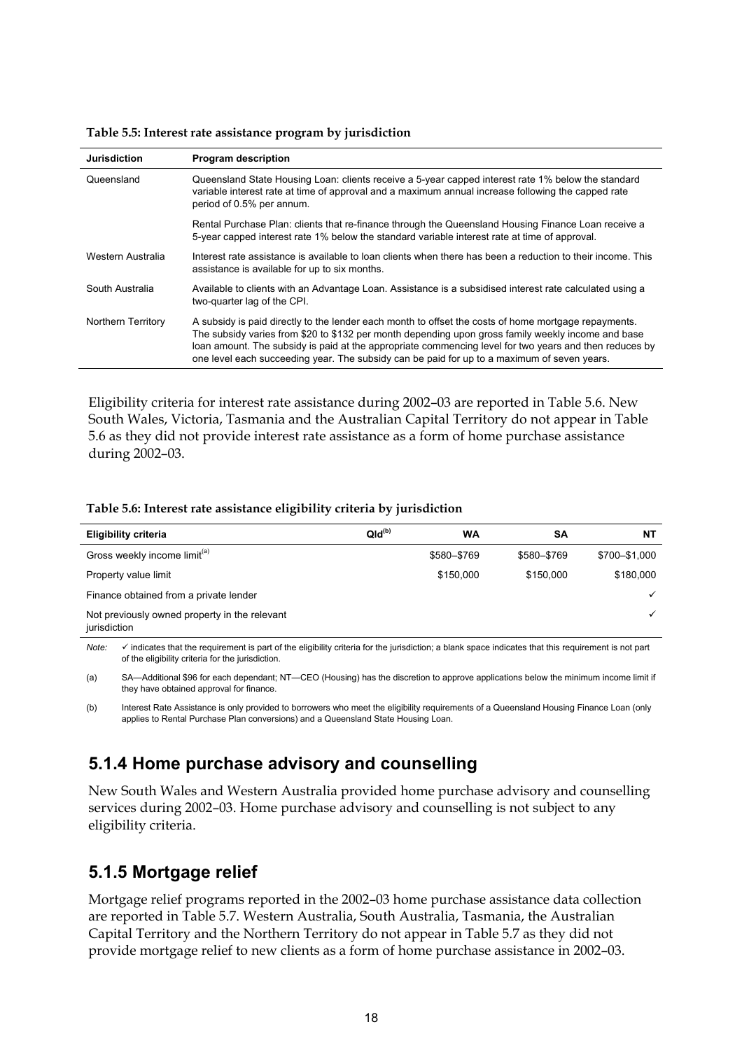**Table 5.5: Interest rate assistance program by jurisdiction**

| Jurisdiction | Program description |
|---|---|
| Queensland | Queensland State Housing Loan: clients receive a 5-year capped interest rate 1% below the standard variable interest rate at time of approval and a maximum annual increase following the capped rate period of 0.5% per annum. |
| | Rental Purchase Plan: clients that re-finance through the Queensland Housing Finance Loan receive a 5-year capped interest rate 1% below the standard variable interest rate at time of approval. |
| Western Australia | Interest rate assistance is available to loan clients when there has been a reduction to their income. This assistance is available for up to six months. |
| South Australia | Available to clients with an Advantage Loan. Assistance is a subsidised interest rate calculated using a two-quarter lag of the CPI. |
| Northern Territory | A subsidy is paid directly to the lender each month to offset the costs of home mortgage repayments. The subsidy varies from $20 to $132 per month depending upon gross family weekly income and base loan amount. The subsidy is paid at the appropriate commencing level for two years and then reduces by one level each succeeding year. The subsidy can be paid for up to a maximum of seven years. |

Eligibility criteria for interest rate assistance during 2002–03 are reported in Table 5.6. New South Wales, Victoria, Tasmania and the Australian Capital Territory do not appear in Table 5.6 as they did not provide interest rate assistance as a form of home purchase assistance during 2002–03.

**Table 5.6: Interest rate assistance eligibility criteria by jurisdiction**

| Eligibility criteria | Qld[(b)] | WA | SA | NT |
|---|---|---|---|---|
| Gross weekly income limit[(a)] | | $580–$769 | $580–$769 | $700–$1,000 |
| Property value limit | | $150,000 | $150,000 | $180,000 |
| Finance obtained from a private lender | | | | ✓ |
| Not previously owned property in the relevant jurisdiction | | | | ✓ |

*Note:* ✓ indicates that the requirement is part of the eligibility criteria for the jurisdiction; a blank space indicates that this requirement is not part of the eligibility criteria for the jurisdiction.

(a) SA—Additional $96 for each dependant; NT—CEO (Housing) has the discretion to approve applications below the minimum income limit if they have obtained approval for finance.

(b) Interest Rate Assistance is only provided to borrowers who meet the eligibility requirements of a Queensland Housing Finance Loan (only applies to Rental Purchase Plan conversions) and a Queensland State Housing Loan.

## 5.1.4 Home purchase advisory and counselling

New South Wales and Western Australia provided home purchase advisory and counselling services during 2002–03. Home purchase advisory and counselling is not subject to any eligibility criteria.

## 5.1.5 Mortgage relief

Mortgage relief programs reported in the 2002–03 home purchase assistance data collection are reported in Table 5.7. Western Australia, South Australia, Tasmania, the Australian Capital Territory and the Northern Territory do not appear in Table 5.7 as they did not provide mortgage relief to new clients as a form of home purchase assistance in 2002–03.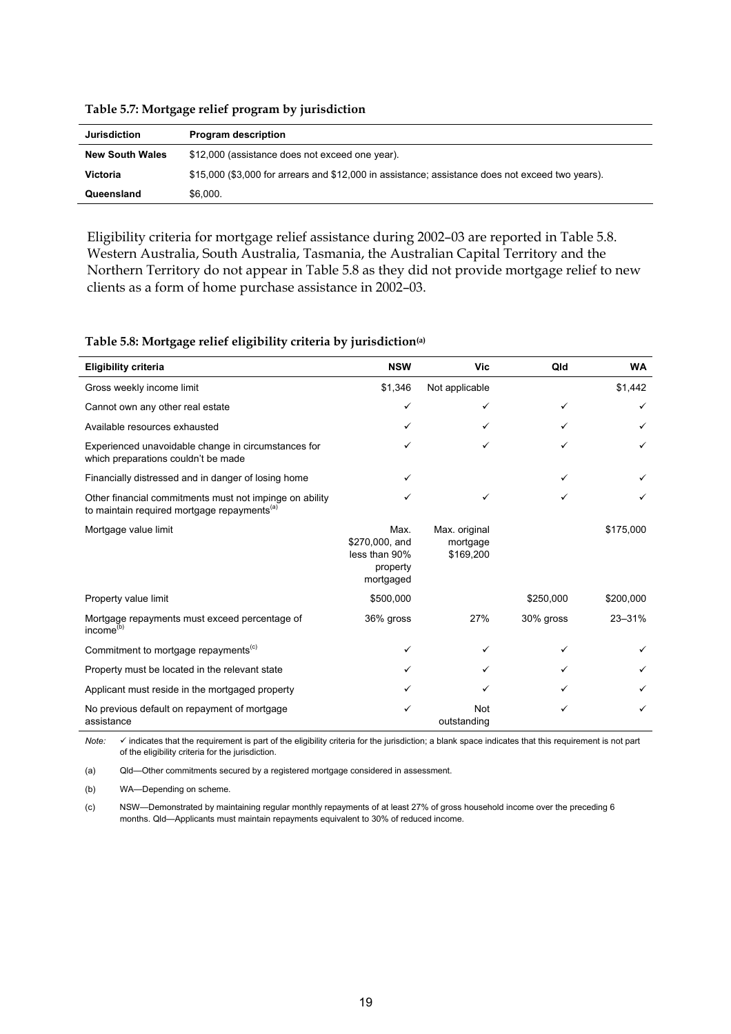**Table 5.7: Mortgage relief program by jurisdiction**

| Jurisdiction | Program description |
|---|---|
| **New South Wales** | $12,000 (assistance does not exceed one year). |
| **Victoria** | $15,000 ($3,000 for arrears and $12,000 in assistance; assistance does not exceed two years). |
| **Queensland** | $6,000. |

Eligibility criteria for mortgage relief assistance during 2002–03 are reported in Table 5.8. Western Australia, South Australia, Tasmania, the Australian Capital Territory and the Northern Territory do not appear in Table 5.8 as they did not provide mortgage relief to new clients as a form of home purchase assistance in 2002–03.

**Table 5.8: Mortgage relief eligibility criteria by jurisdiction[(a)]**

| Eligibility criteria | NSW | Vic | Qld | WA |
|---|---|---|---|---|
| Gross weekly income limit | $1,346 | Not applicable | | $1,442 |
| Cannot own any other real estate | ✓ | ✓ | ✓ | ✓ |
| Available resources exhausted | ✓ | ✓ | ✓ | ✓ |
| Experienced unavoidable change in circumstances for which preparations couldn't be made | ✓ | ✓ | ✓ | ✓ |
| Financially distressed and in danger of losing home | ✓ | | ✓ | ✓ |
| Other financial commitments must not impinge on ability to maintain required mortgage repayments[(a)] | ✓ | ✓ | ✓ | ✓ |
| Mortgage value limit | Max. $270,000, and less than 90% property mortgaged | Max. original mortgage $169,200 | | $175,000 |
| Property value limit | $500,000 | | $250,000 | $200,000 |
| Mortgage repayments must exceed percentage of income[(b)] | 36% gross | 27% | 30% gross | 23–31% |
| Commitment to mortgage repayments[(c)] | ✓ | ✓ | ✓ | ✓ |
| Property must be located in the relevant state | ✓ | ✓ | ✓ | ✓ |
| Applicant must reside in the mortgaged property | ✓ | ✓ | ✓ | ✓ |
| No previous default on repayment of mortgage assistance | ✓ | Not outstanding | ✓ | ✓ |

*Note:* ✓ indicates that the requirement is part of the eligibility criteria for the jurisdiction; a blank space indicates that this requirement is not part of the eligibility criteria for the jurisdiction.

(a) Qld—Other commitments secured by a registered mortgage considered in assessment.

(b) WA—Depending on scheme.

(c) NSW—Demonstrated by maintaining regular monthly repayments of at least 27% of gross household income over the preceding 6 months. Qld—Applicants must maintain repayments equivalent to 30% of reduced income.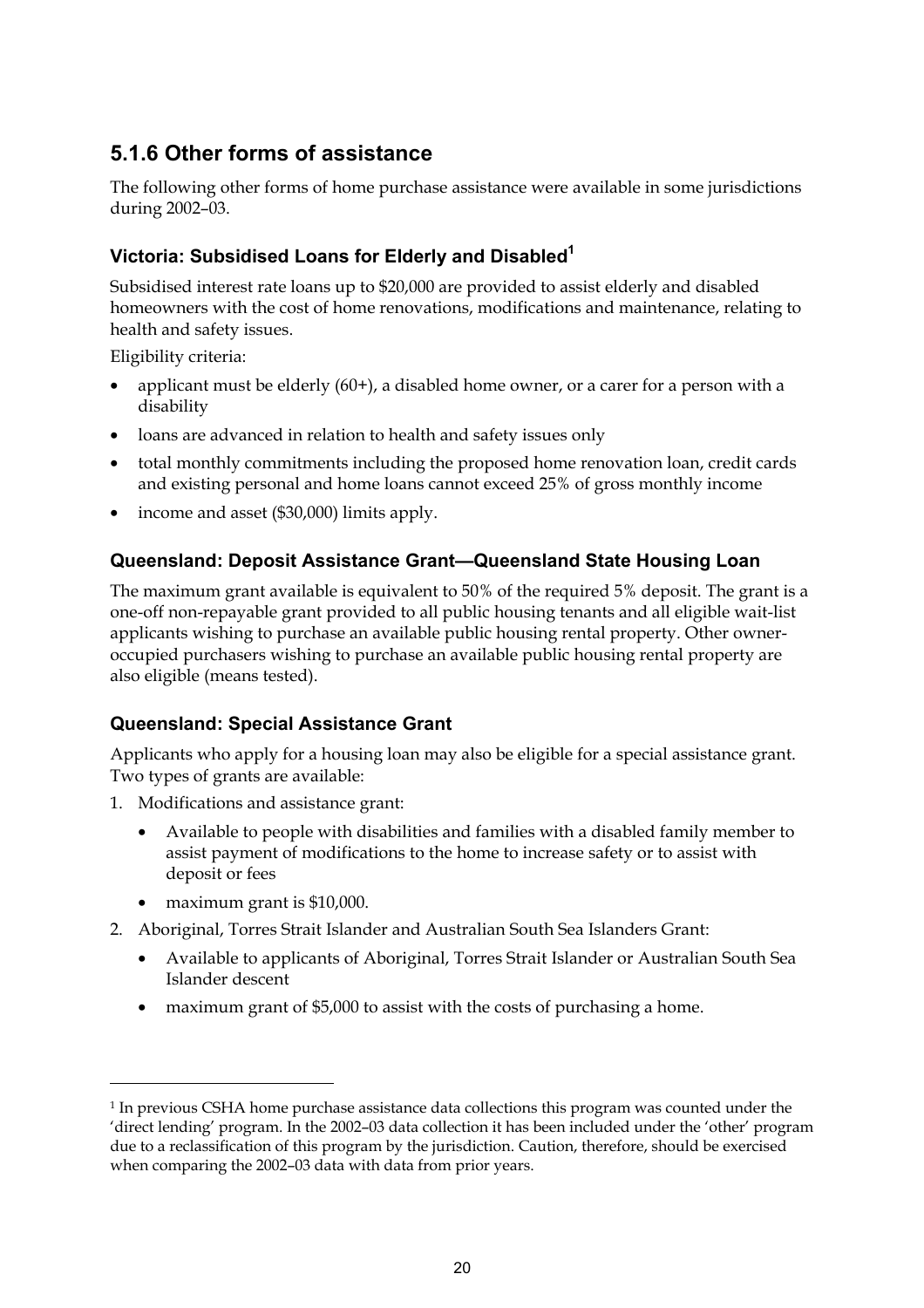## 5.1.6 Other forms of assistance

The following other forms of home purchase assistance were available in some jurisdictions during 2002–03.

### Victoria: Subsidised Loans for Elderly and Disabled[1]

Subsidised interest rate loans up to $20,000 are provided to assist elderly and disabled homeowners with the cost of home renovations, modifications and maintenance, relating to health and safety issues.

Eligibility criteria:

- applicant must be elderly (60+), a disabled home owner, or a carer for a person with a disability
- loans are advanced in relation to health and safety issues only
- total monthly commitments including the proposed home renovation loan, credit cards and existing personal and home loans cannot exceed 25% of gross monthly income
- income and asset ($30,000) limits apply.

### Queensland: Deposit Assistance Grant—Queensland State Housing Loan

The maximum grant available is equivalent to 50% of the required 5% deposit. The grant is a one-off non-repayable grant provided to all public housing tenants and all eligible wait-list applicants wishing to purchase an available public housing rental property. Other owner-occupied purchasers wishing to purchase an available public housing rental property are also eligible (means tested).

### Queensland: Special Assistance Grant

Applicants who apply for a housing loan may also be eligible for a special assistance grant. Two types of grants are available:

1. Modifications and assistance grant:
   - Available to people with disabilities and families with a disabled family member to assist payment of modifications to the home to increase safety or to assist with deposit or fees
   - maximum grant is $10,000.
2. Aboriginal, Torres Strait Islander and Australian South Sea Islanders Grant:
   - Available to applicants of Aboriginal, Torres Strait Islander or Australian South Sea Islander descent
   - maximum grant of $5,000 to assist with the costs of purchasing a home.

---

[1] In previous CSHA home purchase assistance data collections this program was counted under the 'direct lending' program. In the 2002–03 data collection it has been included under the 'other' program due to a reclassification of this program by the jurisdiction. Caution, therefore, should be exercised when comparing the 2002–03 data with data from prior years.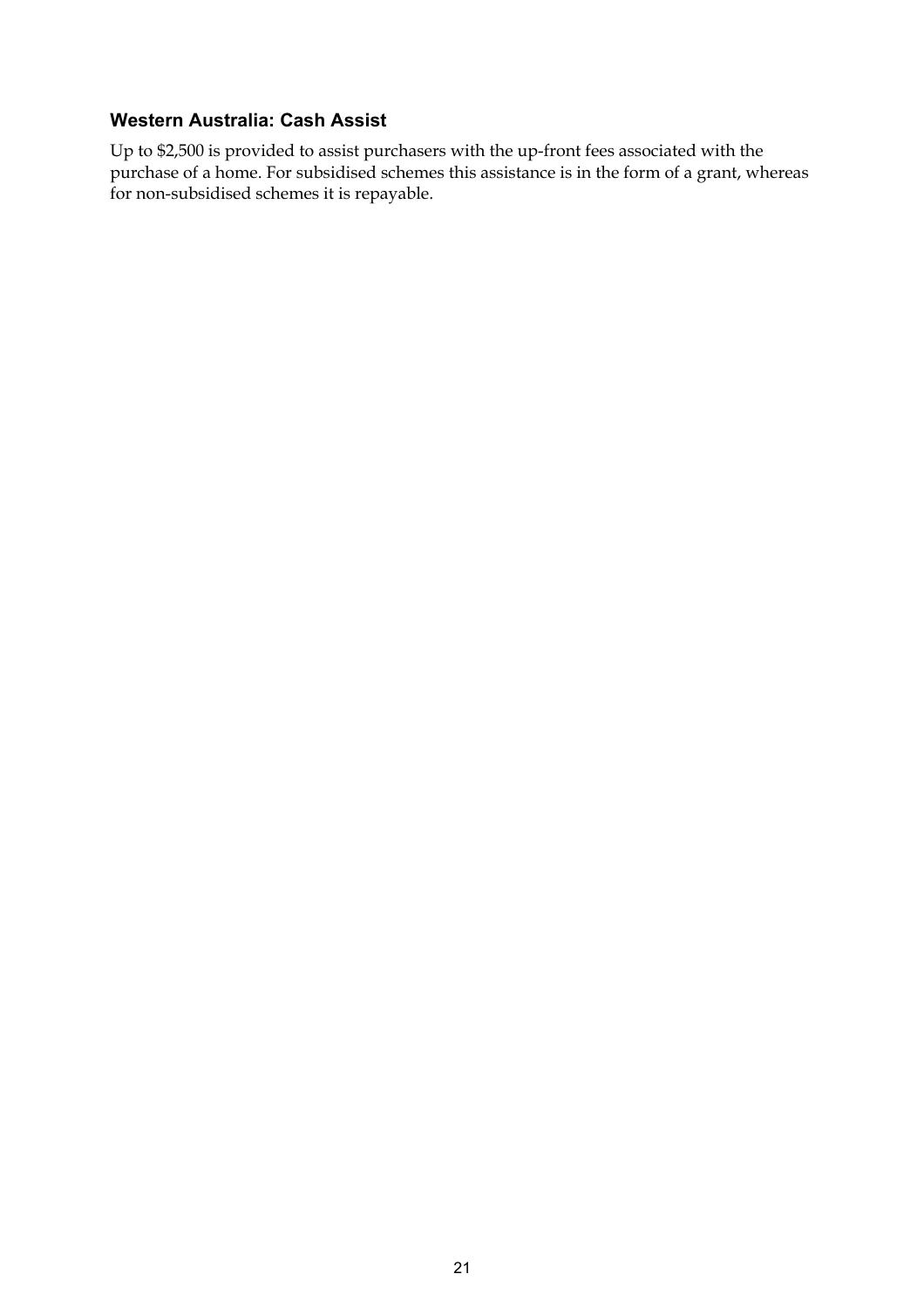### Western Australia: Cash Assist

Up to $2,500 is provided to assist purchasers with the up-front fees associated with the purchase of a home. For subsidised schemes this assistance is in the form of a grant, whereas for non-subsidised schemes it is repayable.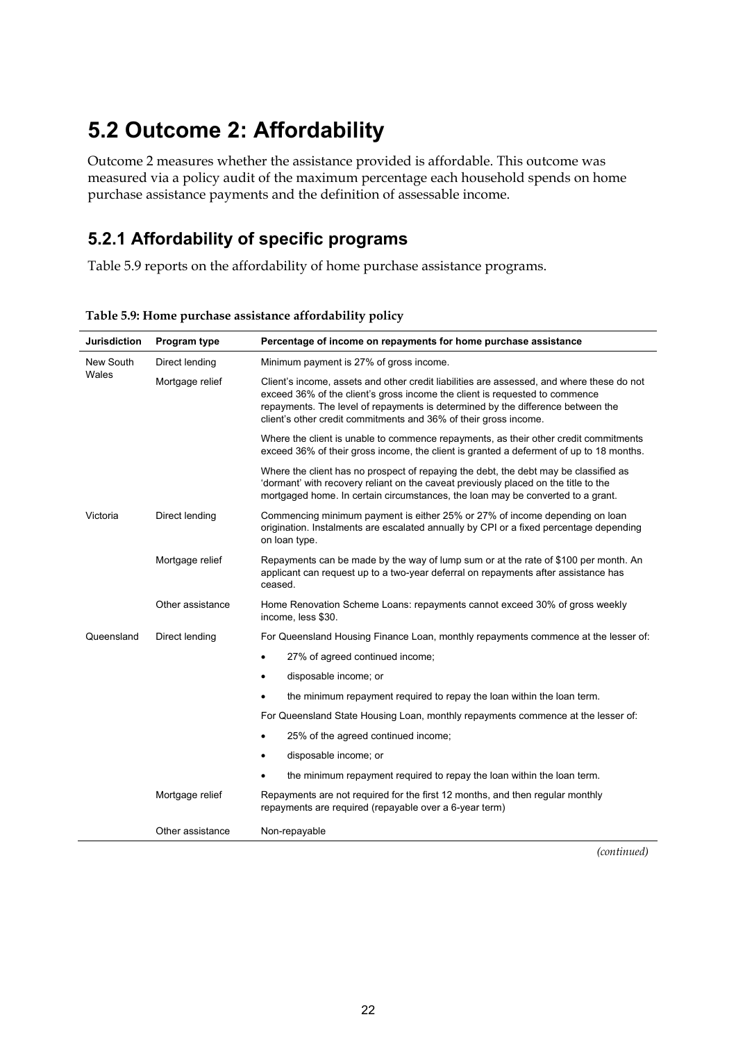# 5.2 Outcome 2: Affordability

Outcome 2 measures whether the assistance provided is affordable. This outcome was measured via a policy audit of the maximum percentage each household spends on home purchase assistance payments and the definition of assessable income.

## 5.2.1 Affordability of specific programs

Table 5.9 reports on the affordability of home purchase assistance programs.

**Table 5.9: Home purchase assistance affordability policy**

| Jurisdiction | Program type | Percentage of income on repayments for home purchase assistance |
|---|---|---|
| New South Wales | Direct lending | Minimum payment is 27% of gross income. |
| | Mortgage relief | Client's income, assets and other credit liabilities are assessed, and where these do not exceed 36% of the client's gross income the client is requested to commence repayments. The level of repayments is determined by the difference between the client's other credit commitments and 36% of their gross income. |
| | | Where the client is unable to commence repayments, as their other credit commitments exceed 36% of their gross income, the client is granted a deferment of up to 18 months. |
| | | Where the client has no prospect of repaying the debt, the debt may be classified as 'dormant' with recovery reliant on the caveat previously placed on the title to the mortgaged home. In certain circumstances, the loan may be converted to a grant. |
| Victoria | Direct lending | Commencing minimum payment is either 25% or 27% of income depending on loan origination. Instalments are escalated annually by CPI or a fixed percentage depending on loan type. |
| | Mortgage relief | Repayments can be made by the way of lump sum or at the rate of $100 per month. An applicant can request up to a two-year deferral on repayments after assistance has ceased. |
| | Other assistance | Home Renovation Scheme Loans: repayments cannot exceed 30% of gross weekly income, less $30. |
| Queensland | Direct lending | For Queensland Housing Finance Loan, monthly repayments commence at the lesser of: |
| | | • 27% of agreed continued income; |
| | | • disposable income; or |
| | | • the minimum repayment required to repay the loan within the loan term. |
| | | For Queensland State Housing Loan, monthly repayments commence at the lesser of: |
| | | • 25% of the agreed continued income; |
| | | • disposable income; or |
| | | • the minimum repayment required to repay the loan within the loan term. |
| | Mortgage relief | Repayments are not required for the first 12 months, and then regular monthly repayments are required (repayable over a 6-year term) |
| | Other assistance | Non-repayable |

*(continued)*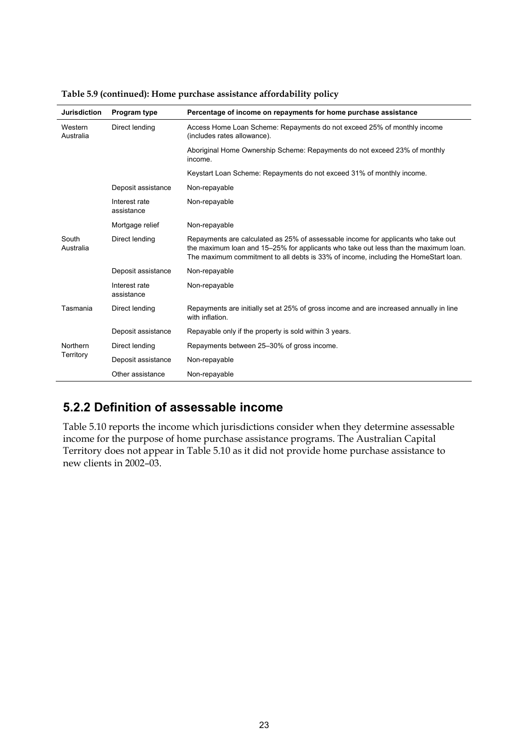**Table 5.9 (continued): Home purchase assistance affordability policy**

| Jurisdiction | Program type | Percentage of income on repayments for home purchase assistance |
| --- | --- | --- |
| Western Australia | Direct lending | Access Home Loan Scheme: Repayments do not exceed 25% of monthly income (includes rates allowance). |
| | | Aboriginal Home Ownership Scheme: Repayments do not exceed 23% of monthly income. |
| | | Keystart Loan Scheme: Repayments do not exceed 31% of monthly income. |
| | Deposit assistance | Non-repayable |
| | Interest rate assistance | Non-repayable |
| | Mortgage relief | Non-repayable |
| South Australia | Direct lending | Repayments are calculated as 25% of assessable income for applicants who take out the maximum loan and 15–25% for applicants who take out less than the maximum loan. The maximum commitment to all debts is 33% of income, including the HomeStart loan. |
| | Deposit assistance | Non-repayable |
| | Interest rate assistance | Non-repayable |
| Tasmania | Direct lending | Repayments are initially set at 25% of gross income and are increased annually in line with inflation. |
| | Deposit assistance | Repayable only if the property is sold within 3 years. |
| Northern Territory | Direct lending | Repayments between 25–30% of gross income. |
| | Deposit assistance | Non-repayable |
| | Other assistance | Non-repayable |

## 5.2.2 Definition of assessable income

Table 5.10 reports the income which jurisdictions consider when they determine assessable income for the purpose of home purchase assistance programs. The Australian Capital Territory does not appear in Table 5.10 as it did not provide home purchase assistance to new clients in 2002–03.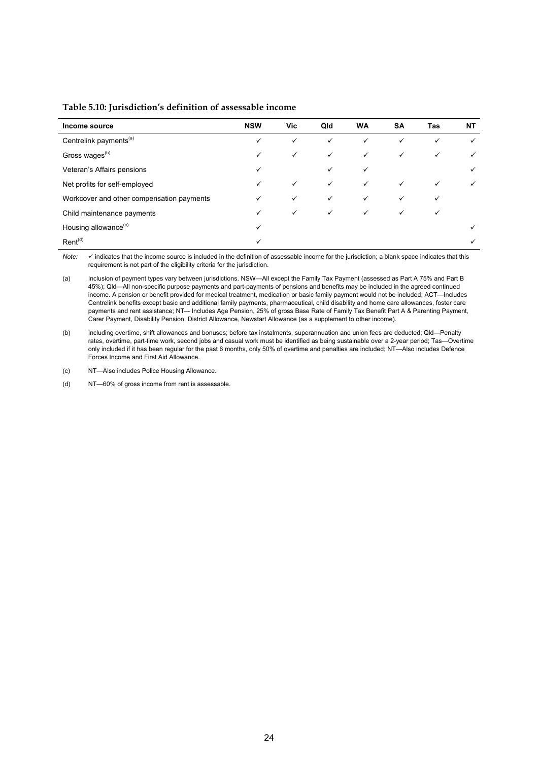**Table 5.10: Jurisdiction's definition of assessable income**

| Income source | NSW | Vic | Qld | WA | SA | Tas | NT |
|---|---|---|---|---|---|---|---|
| Centrelink payments[(a)] | ✓ | ✓ | ✓ | ✓ | ✓ | ✓ | ✓ |
| Gross wages[(b)] | ✓ | ✓ | ✓ | ✓ | ✓ | ✓ | ✓ |
| Veteran's Affairs pensions | ✓ | | ✓ | ✓ | | | ✓ |
| Net profits for self-employed | ✓ | ✓ | ✓ | ✓ | ✓ | ✓ | ✓ |
| Workcover and other compensation payments | ✓ | ✓ | ✓ | ✓ | ✓ | ✓ | |
| Child maintenance payments | ✓ | ✓ | ✓ | ✓ | ✓ | ✓ | |
| Housing allowance[(c)] | ✓ | | | | | | ✓ |
| Rent[(d)] | ✓ | | | | | | ✓ |

*Note:* ✓ indicates that the income source is included in the definition of assessable income for the jurisdiction; a blank space indicates that this requirement is not part of the eligibility criteria for the jurisdiction.

(a) Inclusion of payment types vary between jurisdictions. NSW—All except the Family Tax Payment (assessed as Part A 75% and Part B 45%); Qld—All non-specific purpose payments and part-payments of pensions and benefits may be included in the agreed continued income. A pension or benefit provided for medical treatment, medication or basic family payment would not be included; ACT—Includes Centrelink benefits except basic and additional family payments, pharmaceutical, child disability and home care allowances, foster care payments and rent assistance; NT–- Includes Age Pension, 25% of gross Base Rate of Family Tax Benefit Part A & Parenting Payment, Carer Payment, Disability Pension, District Allowance, Newstart Allowance (as a supplement to other income).

(b) Including overtime, shift allowances and bonuses; before tax instalments, superannuation and union fees are deducted; Qld—Penalty rates, overtime, part-time work, second jobs and casual work must be identified as being sustainable over a 2-year period; Tas—Overtime only included if it has been regular for the past 6 months, only 50% of overtime and penalties are included; NT—Also includes Defence Forces Income and First Aid Allowance.

(c) NT—Also includes Police Housing Allowance.

(d) NT—60% of gross income from rent is assessable.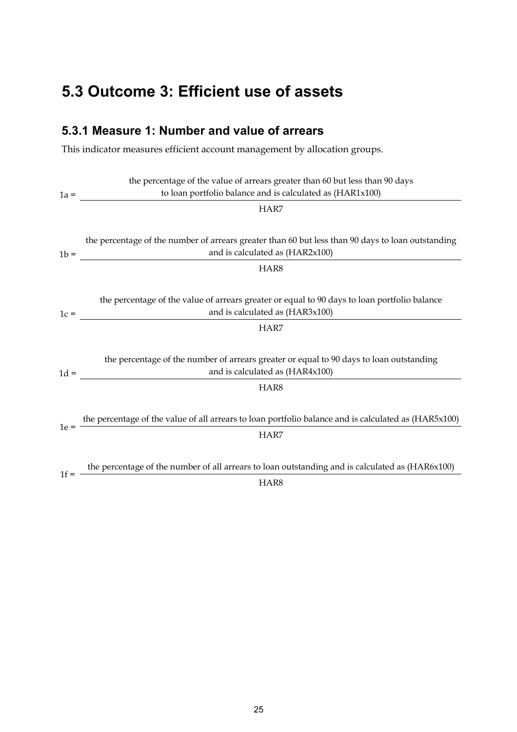## 5.3 Outcome 3: Efficient use of assets

### 5.3.1 Measure 1: Number and value of arrears

This indicator measures efficient account management by allocation groups.

$$1a = \frac{\text{the percentage of the value of arrears greater than 60 but less than 90 days to loan portfolio balance and is calculated as (HAR1x100)}}{\text{HAR7}}$$

$$1b = \frac{\text{the percentage of the number of arrears greater than 60 but less than 90 days to loan outstanding and is calculated as (HAR2x100)}}{\text{HAR8}}$$

$$1c = \frac{\text{the percentage of the value of arrears greater or equal to 90 days to loan portfolio balance and is calculated as (HAR3x100)}}{\text{HAR7}}$$

$$1d = \frac{\text{the percentage of the number of arrears greater or equal to 90 days to loan outstanding and is calculated as (HAR4x100)}}{\text{HAR8}}$$

$$1e = \frac{\text{the percentage of the value of all arrears to loan portfolio balance and is calculated as (HAR5x100)}}{\text{HAR7}}$$

$$1f = \frac{\text{the percentage of the number of all arrears to loan outstanding and is calculated as (HAR6x100)}}{\text{HAR8}}$$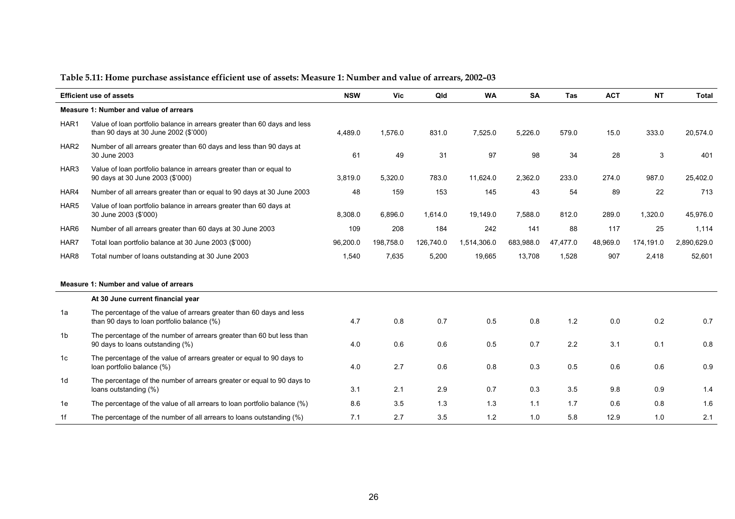**Table 5.11: Home purchase assistance efficient use of assets: Measure 1: Number and value of arrears, 2002–03**

| | Efficient use of assets | NSW | Vic | Qld | WA | SA | Tas | ACT | NT | Total |
|---|---|---|---|---|---|---|---|---|---|---|
| | **Measure 1: Number and value of arrears** | | | | | | | | | |
| HAR1 | Value of loan portfolio balance in arrears greater than 60 days and less than 90 days at 30 June 2002 ($'000) | 4,489.0 | 1,576.0 | 831.0 | 7,525.0 | 5,226.0 | 579.0 | 15.0 | 333.0 | 20,574.0 |
| HAR2 | Number of all arrears greater than 60 days and less than 90 days at 30 June 2003 | 61 | 49 | 31 | 97 | 98 | 34 | 28 | 3 | 401 |
| HAR3 | Value of loan portfolio balance in arrears greater than or equal to 90 days at 30 June 2003 ($'000) | 3,819.0 | 5,320.0 | 783.0 | 11,624.0 | 2,362.0 | 233.0 | 274.0 | 987.0 | 25,402.0 |
| HAR4 | Number of all arrears greater than or equal to 90 days at 30 June 2003 | 48 | 159 | 153 | 145 | 43 | 54 | 89 | 22 | 713 |
| HAR5 | Value of loan portfolio balance in arrears greater than 60 days at 30 June 2003 ($'000) | 8,308.0 | 6,896.0 | 1,614.0 | 19,149.0 | 7,588.0 | 812.0 | 289.0 | 1,320.0 | 45,976.0 |
| HAR6 | Number of all arrears greater than 60 days at 30 June 2003 | 109 | 208 | 184 | 242 | 141 | 88 | 117 | 25 | 1,114 |
| HAR7 | Total loan portfolio balance at 30 June 2003 ($'000) | 96,200.0 | 198,758.0 | 126,740.0 | 1,514,306.0 | 683,988.0 | 47,477.0 | 48,969.0 | 174,191.0 | 2,890,629.0 |
| HAR8 | Total number of loans outstanding at 30 June 2003 | 1,540 | 7,635 | 5,200 | 19,665 | 13,708 | 1,528 | 907 | 2,418 | 52,601 |
| | **Measure 1: Number and value of arrears** | | | | | | | | | |
| | **At 30 June current financial year** | | | | | | | | | |
| 1a | The percentage of the value of arrears greater than 60 days and less than 90 days to loan portfolio balance (%) | 4.7 | 0.8 | 0.7 | 0.5 | 0.8 | 1.2 | 0.0 | 0.2 | 0.7 |
| 1b | The percentage of the number of arrears greater than 60 but less than 90 days to loans outstanding (%) | 4.0 | 0.6 | 0.6 | 0.5 | 0.7 | 2.2 | 3.1 | 0.1 | 0.8 |
| 1c | The percentage of the value of arrears greater or equal to 90 days to loan portfolio balance (%) | 4.0 | 2.7 | 0.6 | 0.8 | 0.3 | 0.5 | 0.6 | 0.6 | 0.9 |
| 1d | The percentage of the number of arrears greater or equal to 90 days to loans outstanding (%) | 3.1 | 2.1 | 2.9 | 0.7 | 0.3 | 3.5 | 9.8 | 0.9 | 1.4 |
| 1e | The percentage of the value of all arrears to loan portfolio balance (%) | 8.6 | 3.5 | 1.3 | 1.3 | 1.1 | 1.7 | 0.6 | 0.8 | 1.6 |
| 1f | The percentage of the number of all arrears to loans outstanding (%) | 7.1 | 2.7 | 3.5 | 1.2 | 1.0 | 5.8 | 12.9 | 1.0 | 2.1 |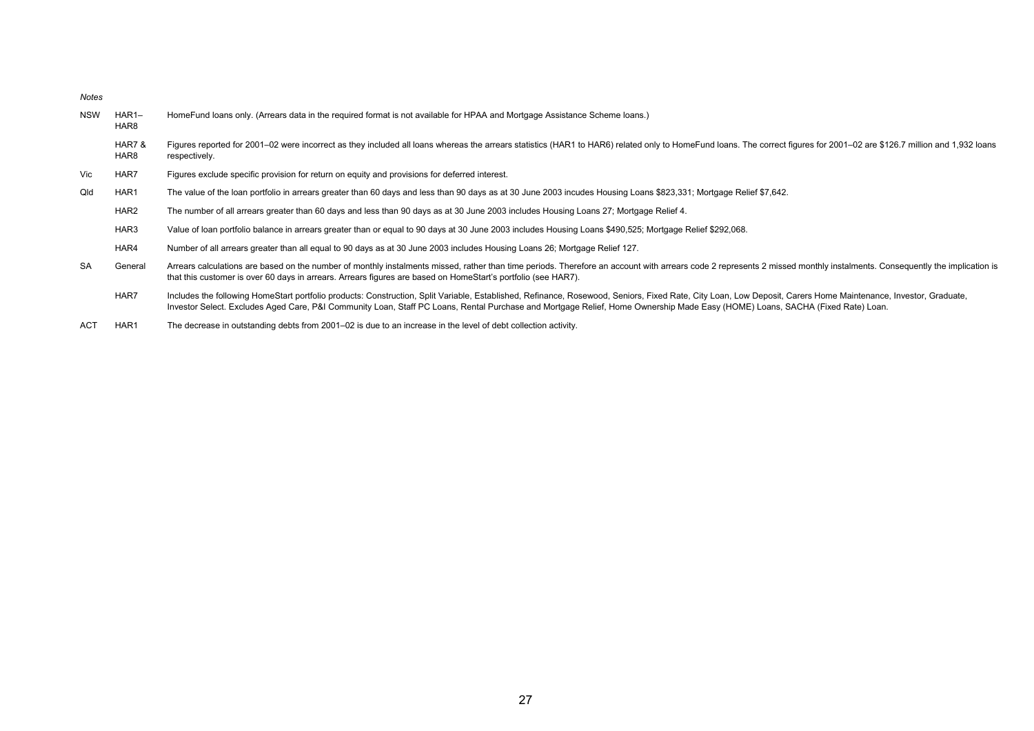*Notes*

| | | |
|---|---|---|
| NSW | HAR1–HAR8 | HomeFund loans only. (Arrears data in the required format is not available for HPAA and Mortgage Assistance Scheme loans.) |
| | HAR7 & HAR8 | Figures reported for 2001–02 were incorrect as they included all loans whereas the arrears statistics (HAR1 to HAR6) related only to HomeFund loans. The correct figures for 2001–02 are $126.7 million and 1,932 loans respectively. |
| Vic | HAR7 | Figures exclude specific provision for return on equity and provisions for deferred interest. |
| Qld | HAR1 | The value of the loan portfolio in arrears greater than 60 days and less than 90 days as at 30 June 2003 incudes Housing Loans $823,331; Mortgage Relief $7,642. |
| | HAR2 | The number of all arrears greater than 60 days and less than 90 days as at 30 June 2003 includes Housing Loans 27; Mortgage Relief 4. |
| | HAR3 | Value of loan portfolio balance in arrears greater than or equal to 90 days at 30 June 2003 includes Housing Loans $490,525; Mortgage Relief $292,068. |
| | HAR4 | Number of all arrears greater than all equal to 90 days as at 30 June 2003 includes Housing Loans 26; Mortgage Relief 127. |
| SA | General | Arrears calculations are based on the number of monthly instalments missed, rather than time periods. Therefore an account with arrears code 2 represents 2 missed monthly instalments. Consequently the implication is that this customer is over 60 days in arrears. Arrears figures are based on HomeStart's portfolio (see HAR7). |
| | HAR7 | Includes the following HomeStart portfolio products: Construction, Split Variable, Established, Refinance, Rosewood, Seniors, Fixed Rate, City Loan, Low Deposit, Carers Home Maintenance, Investor, Graduate, Investor Select. Excludes Aged Care, P&I Community Loan, Staff PC Loans, Rental Purchase and Mortgage Relief, Home Ownership Made Easy (HOME) Loans, SACHA (Fixed Rate) Loan. |
| ACT | HAR1 | The decrease in outstanding debts from 2001–02 is due to an increase in the level of debt collection activity. |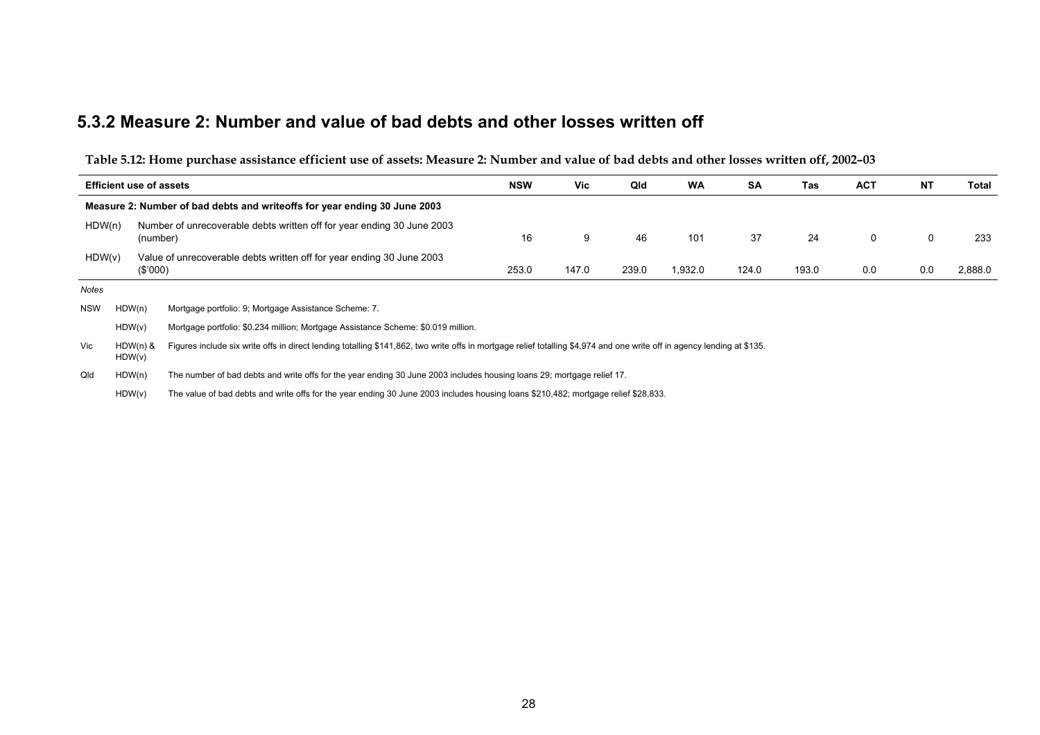## 5.3.2 Measure 2: Number and value of bad debts and other losses written off

**Table 5.12: Home purchase assistance efficient use of assets: Measure 2: Number and value of bad debts and other losses written off, 2002–03**

| Efficient use of assets | | NSW | Vic | Qld | WA | SA | Tas | ACT | NT | Total |
|---|---|---|---|---|---|---|---|---|---|---|
| **Measure 2: Number of bad debts and writeoffs for year ending 30 June 2003** | | | | | | | | | | |
| HDW(n) | Number of unrecoverable debts written off for year ending 30 June 2003 (number) | 16 | 9 | 46 | 101 | 37 | 24 | 0 | 0 | 233 |
| HDW(v) | Value of unrecoverable debts written off for year ending 30 June 2003 ($'000) | 253.0 | 147.0 | 239.0 | 1,932.0 | 124.0 | 193.0 | 0.0 | 0.0 | 2,888.0 |

*Notes*

| | | |
|---|---|---|
| NSW | HDW(n) | Mortgage portfolio: 9; Mortgage Assistance Scheme: 7. |
| | HDW(v) | Mortgage portfolio: $0.234 million; Mortgage Assistance Scheme: $0.019 million. |
| Vic | HDW(n) & HDW(v) | Figures include six write offs in direct lending totalling $141,862, two write offs in mortgage relief totalling $4,974 and one write off in agency lending at $135. |
| Qld | HDW(n) | The number of bad debts and write offs for the year ending 30 June 2003 includes housing loans 29; mortgage relief 17. |
| | HDW(v) | The value of bad debts and write offs for the year ending 30 June 2003 includes housing loans $210,482; mortgage relief $28,833. |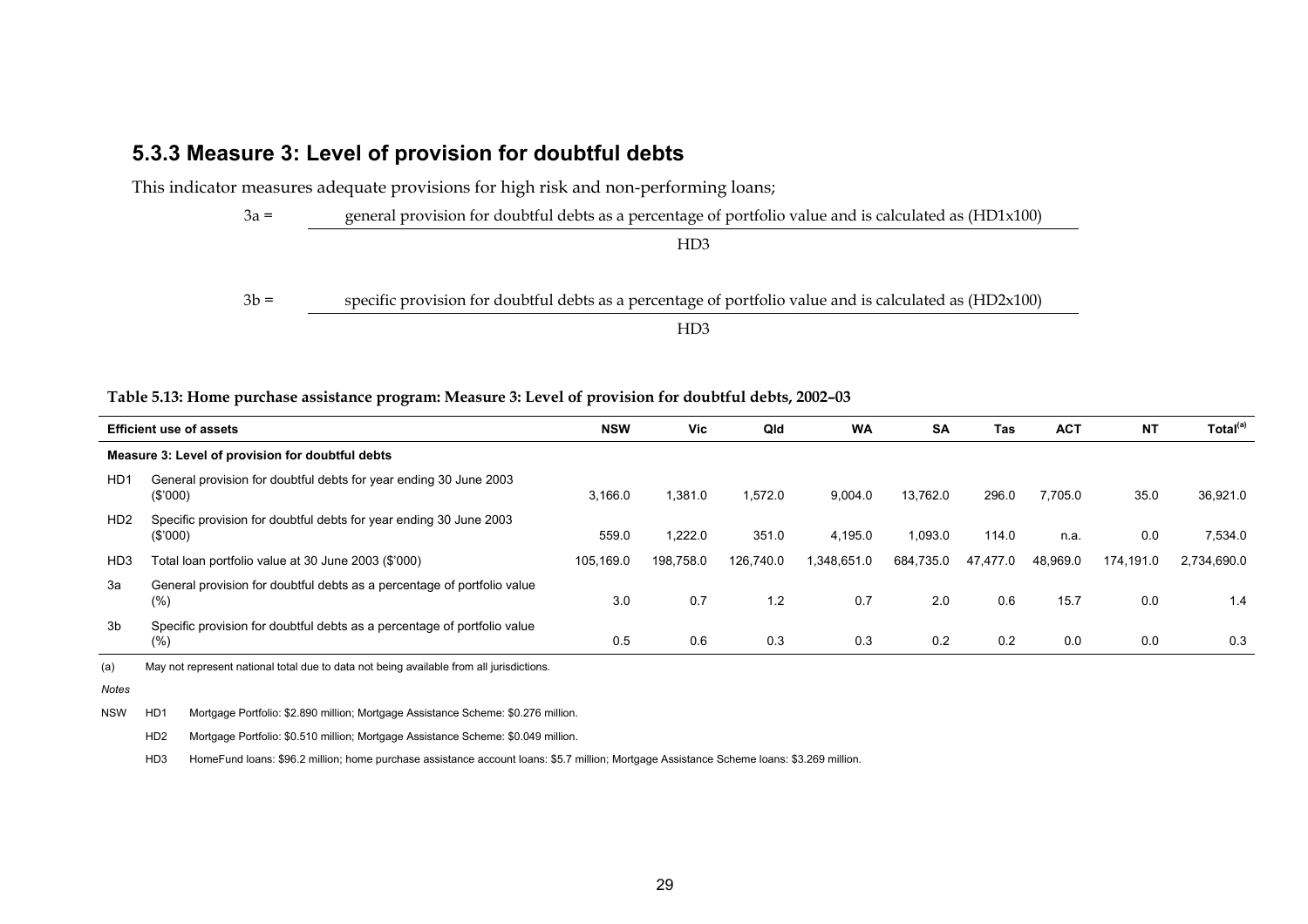### 5.3.3 Measure 3: Level of provision for doubtful debts

This indicator measures adequate provisions for high risk and non-performing loans;

$$3a = \frac{\text{general provision for doubtful debts as a percentage of portfolio value and is calculated as (HD1x100)}}{\text{HD3}}$$

$$3b = \frac{\text{specific provision for doubtful debts as a percentage of portfolio value and is calculated as (HD2x100)}}{\text{HD3}}$$

**Table 5.13: Home purchase assistance program: Measure 3: Level of provision for doubtful debts, 2002–03**

| | Efficient use of assets | NSW | Vic | Qld | WA | SA | Tas | ACT | NT | Total[(a)] |
|---|---|---|---|---|---|---|---|---|---|---|
| | **Measure 3: Level of provision for doubtful debts** | | | | | | | | | |
| HD1 | General provision for doubtful debts for year ending 30 June 2003 ($'000) | 3,166.0 | 1,381.0 | 1,572.0 | 9,004.0 | 13,762.0 | 296.0 | 7,705.0 | 35.0 | 36,921.0 |
| HD2 | Specific provision for doubtful debts for year ending 30 June 2003 ($'000) | 559.0 | 1,222.0 | 351.0 | 4,195.0 | 1,093.0 | 114.0 | n.a. | 0.0 | 7,534.0 |
| HD3 | Total loan portfolio value at 30 June 2003 ($'000) | 105,169.0 | 198,758.0 | 126,740.0 | 1,348,651.0 | 684,735.0 | 47,477.0 | 48,969.0 | 174,191.0 | 2,734,690.0 |
| 3a | General provision for doubtful debts as a percentage of portfolio value (%) | 3.0 | 0.7 | 1.2 | 0.7 | 2.0 | 0.6 | 15.7 | 0.0 | 1.4 |
| 3b | Specific provision for doubtful debts as a percentage of portfolio value (%) | 0.5 | 0.6 | 0.3 | 0.3 | 0.2 | 0.2 | 0.0 | 0.0 | 0.3 |

(a) May not represent national total due to data not being available from all jurisdictions.

*Notes*

NSW HD1 Mortgage Portfolio: $2.890 million; Mortgage Assistance Scheme: $0.276 million.

HD2 Mortgage Portfolio: $0.510 million; Mortgage Assistance Scheme: $0.049 million.

HD3 HomeFund loans: $96.2 million; home purchase assistance account loans: $5.7 million; Mortgage Assistance Scheme loans: $3.269 million.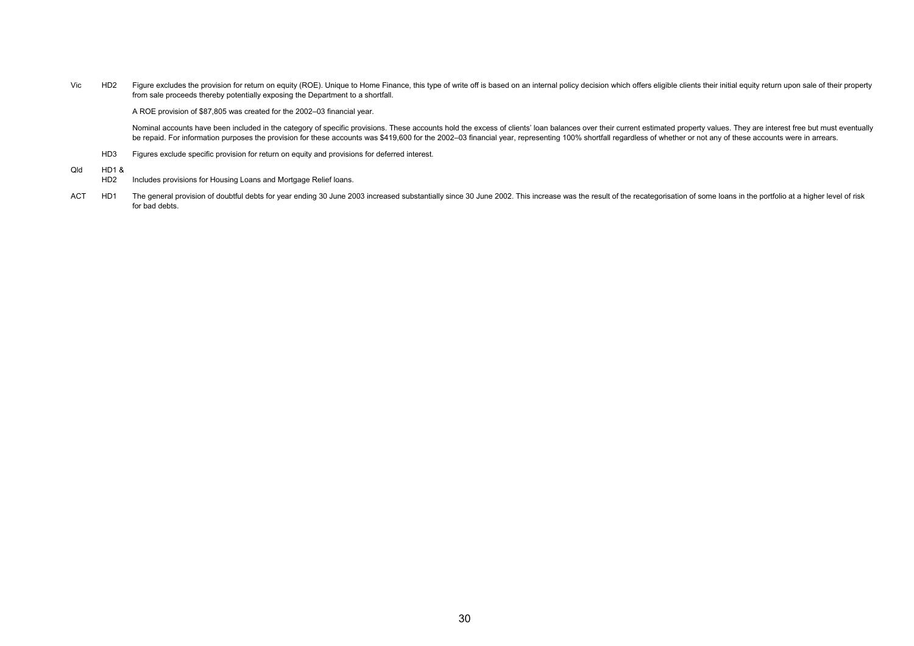| | | |
|---|---|---|
| Vic | HD2 | Figure excludes the provision for return on equity (ROE). Unique to Home Finance, this type of write off is based on an internal policy decision which offers eligible clients their initial equity return upon sale of their property from sale proceeds thereby potentially exposing the Department to a shortfall. |
| | | A ROE provision of $87,805 was created for the 2002–03 financial year. |
| | | Nominal accounts have been included in the category of specific provisions. These accounts hold the excess of clients' loan balances over their current estimated property values. They are interest free but must eventually be repaid. For information purposes the provision for these accounts was $419,600 for the 2002–03 financial year, representing 100% shortfall regardless of whether or not any of these accounts were in arrears. |
| | HD3 | Figures exclude specific provision for return on equity and provisions for deferred interest. |
| Qld | HD1 & HD2 | Includes provisions for Housing Loans and Mortgage Relief loans. |
| ACT | HD1 | The general provision of doubtful debts for year ending 30 June 2003 increased substantially since 30 June 2002. This increase was the result of the recategorisation of some loans in the portfolio at a higher level of risk for bad debts. |